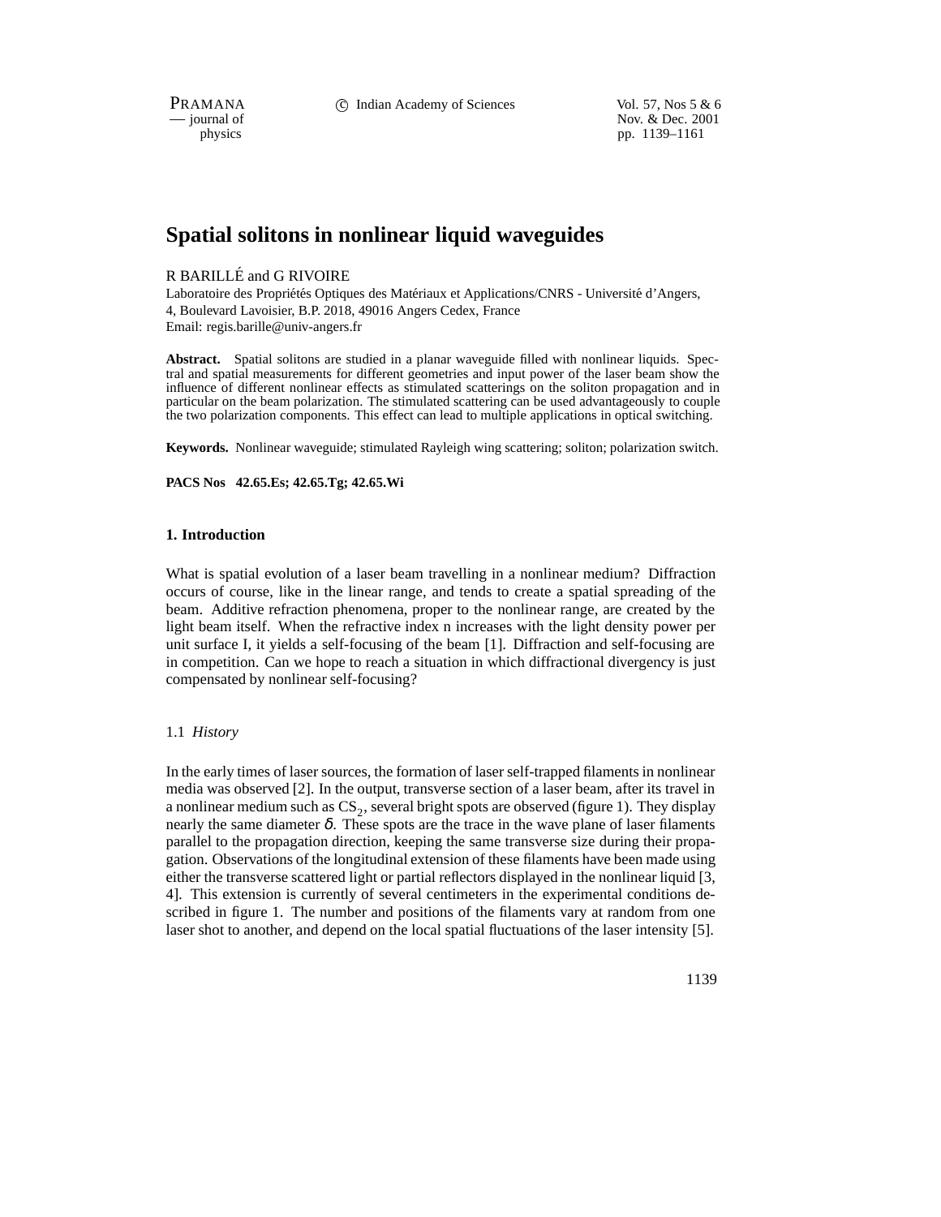# Spatial solitons in nonlinear liquid waveguides

R BARILLÉ and G RIVOIRE

Laboratoire des Propriétés Optiques des Matériaux et Applications/CNRS - Université d'Angers, 4, Boulevard Lavoisier, B.P. 2018, 49016 Angers Cedex, France
Email: regis.barille@univ-angers.fr

**Abstract.** Spatial solitons are studied in a planar waveguide filled with nonlinear liquids. Spectral and spatial measurements for different geometries and input power of the laser beam show the influence of different nonlinear effects as stimulated scatterings on the soliton propagation and in particular on the beam polarization. The stimulated scattering can be used advantageously to couple the two polarization components. This effect can lead to multiple applications in optical switching.

**Keywords.** Nonlinear waveguide; stimulated Rayleigh wing scattering; soliton; polarization switch.

**PACS Nos 42.65.Es; 42.65.Tg; 42.65.Wi**

## 1. Introduction

What is spatial evolution of a laser beam travelling in a nonlinear medium? Diffraction occurs of course, like in the linear range, and tends to create a spatial spreading of the beam. Additive refraction phenomena, proper to the nonlinear range, are created by the light beam itself. When the refractive index n increases with the light density power per unit surface I, it yields a self-focusing of the beam [1]. Diffraction and self-focusing are in competition. Can we hope to reach a situation in which diffractional divergency is just compensated by nonlinear self-focusing?

### 1.1 *History*

In the early times of laser sources, the formation of laser self-trapped filaments in nonlinear media was observed [2]. In the output, transverse section of a laser beam, after its travel in a nonlinear medium such as $CS_2$, several bright spots are observed (figure 1). They display nearly the same diameter $\delta$. These spots are the trace in the wave plane of laser filaments parallel to the propagation direction, keeping the same transverse size during their propagation. Observations of the longitudinal extension of these filaments have been made using either the transverse scattered light or partial reflectors displayed in the nonlinear liquid [3, 4]. This extension is currently of several centimeters in the experimental conditions described in figure 1. The number and positions of the filaments vary at random from one laser shot to another, and depend on the local spatial fluctuations of the laser intensity [5].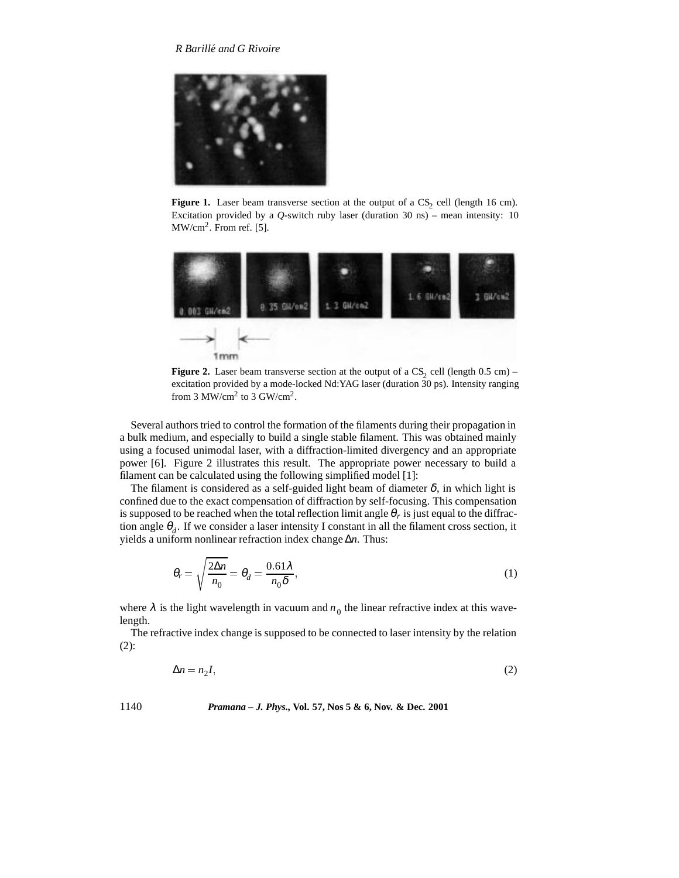**Figure 1.** Laser beam transverse section at the output of a $CS_2$ cell (length 16 cm). Excitation provided by a *Q*-switch ruby laser (duration 30 ns) – mean intensity: 10 MW/cm$^2$. From ref. [5].

**Figure 2.** Laser beam transverse section at the output of a $CS_2$ cell (length 0.5 cm) – excitation provided by a mode-locked Nd:YAG laser (duration 30 ps). Intensity ranging from 3 MW/cm$^2$ to 3 GW/cm$^2$.

Several authors tried to control the formation of the filaments during their propagation in a bulk medium, and especially to build a single stable filament. This was obtained mainly using a focused unimodal laser, with a diffraction-limited divergency and an appropriate power [6]. Figure 2 illustrates this result. The appropriate power necessary to build a filament can be calculated using the following simplified model [1]:

The filament is considered as a self-guided light beam of diameter $\delta$, in which light is confined due to the exact compensation of diffraction by self-focusing. This compensation is supposed to be reached when the total reflection limit angle $\theta_r$ is just equal to the diffraction angle $\theta_d$. If we consider a laser intensity I constant in all the filament cross section, it yields a uniform nonlinear refraction index change $\Delta n$. Thus:

$$\theta_r = \sqrt{\frac{2\Delta n}{n_0}} = \theta_d = \frac{0.61\lambda}{n_0\delta}, \tag{1}$$

where $\lambda$ is the light wavelength in vacuum and $n_0$ the linear refractive index at this wavelength.

The refractive index change is supposed to be connected to laser intensity by the relation (2):

$$\Delta n = n_2 I, \tag{2}$$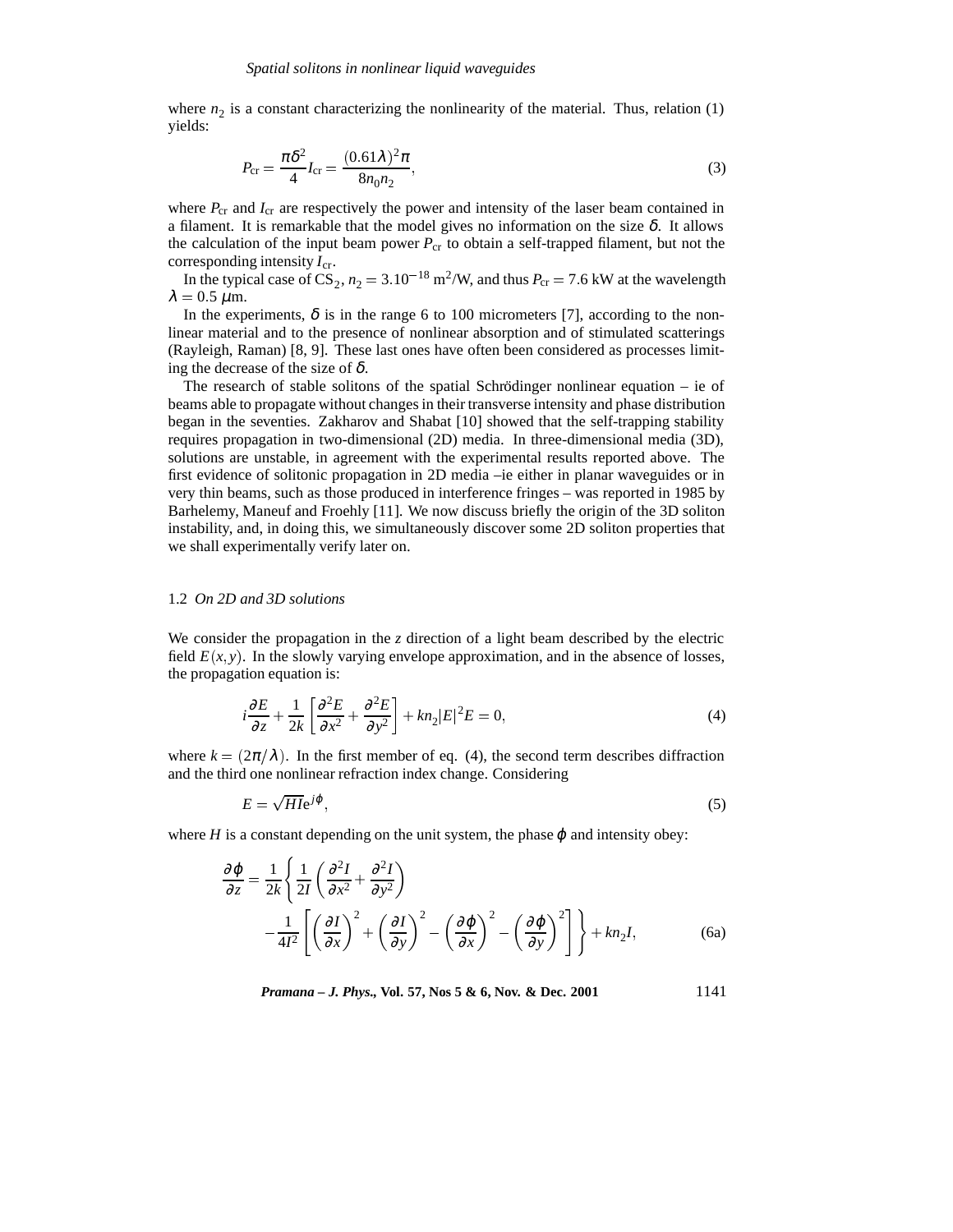where $n_2$ is a constant characterizing the nonlinearity of the material. Thus, relation (1) yields:

$$P_{\rm cr} = \frac{\pi\delta^2}{4} I_{\rm cr} = \frac{(0.61\lambda)^2\pi}{8n_0 n_2}, \tag{3}$$

where $P_{\rm cr}$ and $I_{\rm cr}$ are respectively the power and intensity of the laser beam contained in a filament. It is remarkable that the model gives no information on the size $\delta$. It allows the calculation of the input beam power $P_{\rm cr}$ to obtain a self-trapped filament, but not the corresponding intensity $I_{\rm cr}$.

In the typical case of $CS_2$, $n_2 = 3.10^{-18}$ m$^2$/W, and thus $P_{\rm cr} = 7.6$ kW at the wavelength $\lambda = 0.5$ $\mu$m.

In the experiments, $\delta$ is in the range 6 to 100 micrometers [7], according to the nonlinear material and to the presence of nonlinear absorption and of stimulated scatterings (Rayleigh, Raman) [8, 9]. These last ones have often been considered as processes limiting the decrease of the size of $\delta$.

The research of stable solitons of the spatial Schrödinger nonlinear equation – ie of beams able to propagate without changes in their transverse intensity and phase distribution began in the seventies. Zakharov and Shabat [10] showed that the self-trapping stability requires propagation in two-dimensional (2D) media. In three-dimensional media (3D), solutions are unstable, in agreement with the experimental results reported above. The first evidence of solitonic propagation in 2D media –ie either in planar waveguides or in very thin beams, such as those produced in interference fringes – was reported in 1985 by Barhelemy, Maneuf and Froehly [11]. We now discuss briefly the origin of the 3D soliton instability, and, in doing this, we simultaneously discover some 2D soliton properties that we shall experimentally verify later on.

### 1.2 *On 2D and 3D solutions*

We consider the propagation in the $z$ direction of a light beam described by the electric field $E(x,y)$. In the slowly varying envelope approximation, and in the absence of losses, the propagation equation is:

$$i\frac{\partial E}{\partial z} + \frac{1}{2k}\left[\frac{\partial^2 E}{\partial x^2} + \frac{\partial^2 E}{\partial y^2}\right] + kn_2|E|^2 E = 0, \tag{4}$$

where $k = (2\pi/\lambda)$. In the first member of eq. (4), the second term describes diffraction and the third one nonlinear refraction index change. Considering

$$E = \sqrt{HI}\mathrm{e}^{j\varphi}, \tag{5}$$

where $H$ is a constant depending on the unit system, the phase $\varphi$ and intensity obey:

$$\frac{\partial\varphi}{\partial z} = \frac{1}{2k}\left\{\frac{1}{2I}\left(\frac{\partial^2 I}{\partial x^2} + \frac{\partial^2 I}{\partial y^2}\right) - \frac{1}{4I^2}\left[\left(\frac{\partial I}{\partial x}\right)^2 + \left(\frac{\partial I}{\partial y}\right)^2 - \left(\frac{\partial\varphi}{\partial x}\right)^2 - \left(\frac{\partial\varphi}{\partial y}\right)^2\right]\right\} + kn_2 I, \tag{6a}$$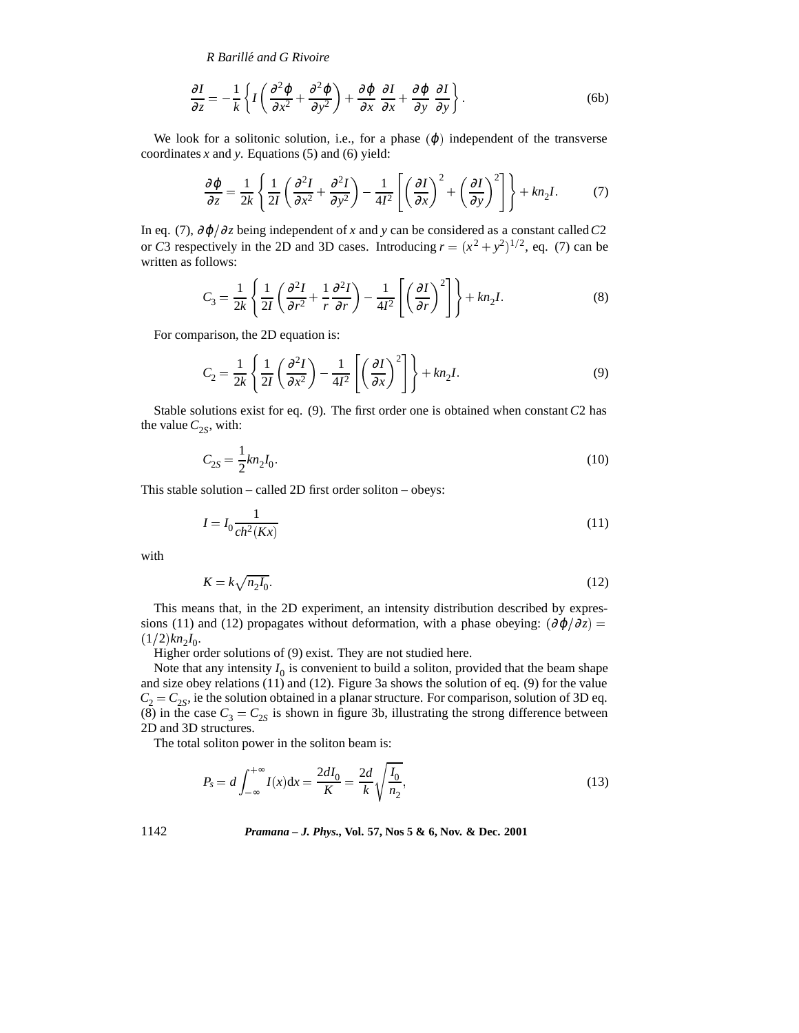$$\frac{\partial I}{\partial z} = -\frac{1}{k}\left\{ I\left(\frac{\partial^2 \varphi}{\partial x^2} + \frac{\partial^2 \varphi}{\partial y^2}\right) + \frac{\partial \varphi}{\partial x}\frac{\partial I}{\partial x} + \frac{\partial \varphi}{\partial y}\frac{\partial I}{\partial y}\right\}. \tag{6b}$$

We look for a solitonic solution, i.e., for a phase $(\varphi)$ independent of the transverse coordinates $x$ and $y$. Equations (5) and (6) yield:

$$\frac{\partial \varphi}{\partial z} = \frac{1}{2k}\left\{ \frac{1}{2I}\left(\frac{\partial^2 I}{\partial x^2} + \frac{\partial^2 I}{\partial y^2}\right) - \frac{1}{4I^2}\left[\left(\frac{\partial I}{\partial x}\right)^2 + \left(\frac{\partial I}{\partial y}\right)^2\right]\right\} + kn_2 I. \tag{7}$$

In eq. (7), $\partial\varphi/\partial z$ being independent of $x$ and $y$ can be considered as a constant called $C2$ or $C3$ respectively in the 2D and 3D cases. Introducing $r = (x^2+y^2)^{1/2}$, eq. (7) can be written as follows:

$$C_3 = \frac{1}{2k}\left\{ \frac{1}{2I}\left(\frac{\partial^2 I}{\partial r^2} + \frac{1}{r}\frac{\partial^2 I}{\partial r}\right) - \frac{1}{4I^2}\left[\left(\frac{\partial I}{\partial r}\right)^2\right]\right\} + kn_2 I. \tag{8}$$

For comparison, the 2D equation is:

$$C_2 = \frac{1}{2k}\left\{ \frac{1}{2I}\left(\frac{\partial^2 I}{\partial x^2}\right) - \frac{1}{4I^2}\left[\left(\frac{\partial I}{\partial x}\right)^2\right]\right\} + kn_2 I. \tag{9}$$

Stable solutions exist for eq. (9). The first order one is obtained when constant $C2$ has the value $C_{2S}$, with:

$$C_{2S} = \frac{1}{2}kn_2 I_0. \tag{10}$$

This stable solution – called 2D first order soliton – obeys:

$$I = I_0 \frac{1}{ch^2(Kx)} \tag{11}$$

with

$$K = k\sqrt{n_2 I_0}. \tag{12}$$

This means that, in the 2D experiment, an intensity distribution described by expressions (11) and (12) propagates without deformation, with a phase obeying: $(\partial\varphi/\partial z) = (1/2)kn_2 I_0$.

Higher order solutions of (9) exist. They are not studied here.

Note that any intensity $I_0$ is convenient to build a soliton, provided that the beam shape and size obey relations (11) and (12). Figure 3a shows the solution of eq. (9) for the value $C_2 = C_{2S}$, ie the solution obtained in a planar structure. For comparison, solution of 3D eq. (8) in the case $C_3 = C_{2S}$ is shown in figure 3b, illustrating the strong difference between 2D and 3D structures.

The total soliton power in the soliton beam is:

$$P_s = d\int_{-\infty}^{+\infty} I(x)\mathrm{d}x = \frac{2dI_0}{K} = \frac{2d}{k}\sqrt{\frac{I_0}{n_2}}, \tag{13}$$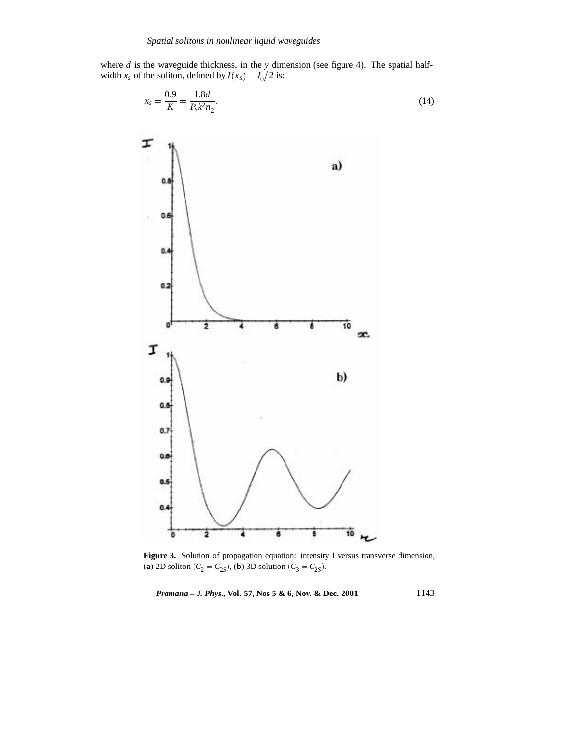where $d$ is the waveguide thickness, in the $y$ dimension (see figure 4). The spatial half-width $x_s$ of the soliton, defined by $I(x_s) = I_0/2$ is:

$$x_s = \frac{0.9}{K} = \frac{1.8d}{P_s k^2 n_2}. \tag{14}$$

**Figure 3.** Solution of propagation equation: intensity I versus transverse dimension, (**a**) 2D soliton $(C_2 = C_{2S})$, (**b**) 3D solution $(C_3 = C_{2S})$.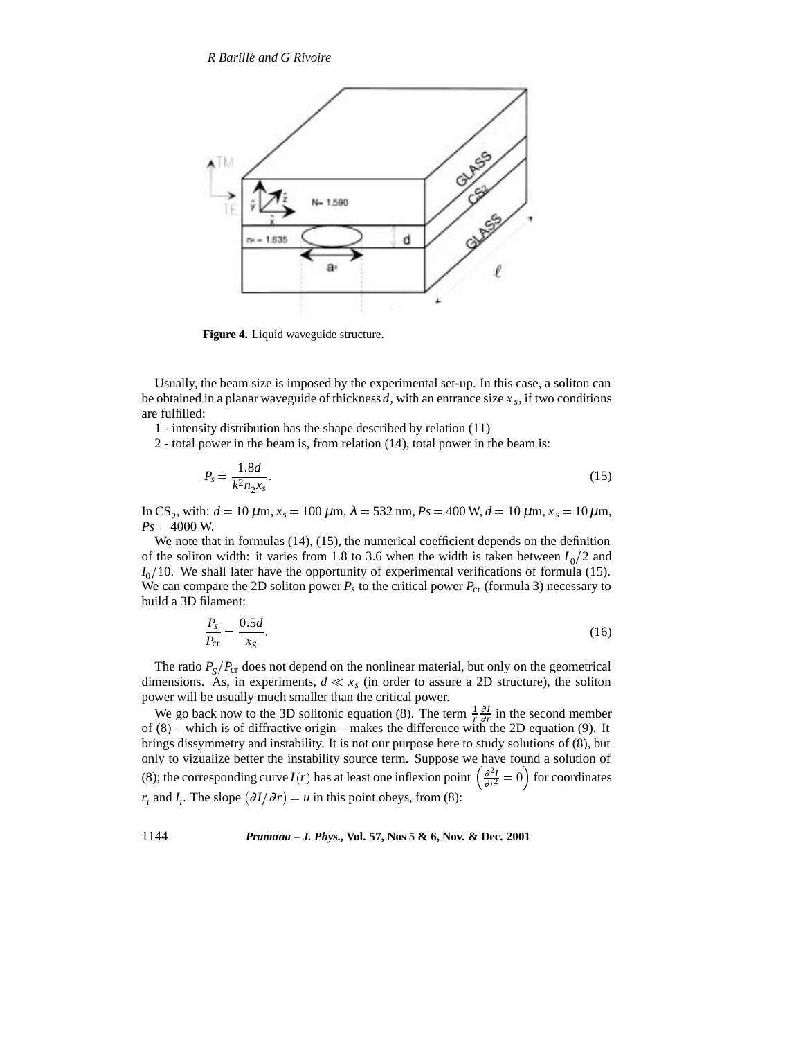**Figure 4.** Liquid waveguide structure.

Usually, the beam size is imposed by the experimental set-up. In this case, a soliton can be obtained in a planar waveguide of thickness $d$, with an entrance size $x_s$, if two conditions are fulfilled:

1 - intensity distribution has the shape described by relation (11)

2 - total power in the beam is, from relation (14), total power in the beam is:

$$P_s = \frac{1.8d}{k^2 n_2 x_s}. \tag{15}$$

In $CS_2$, with: $d = 10\ \mu$m, $x_s = 100\ \mu$m, $\lambda = 532$ nm, $Ps = 400$ W, $d = 10\ \mu$m, $x_s = 10\ \mu$m, $Ps = 4000$ W.

We note that in formulas (14), (15), the numerical coefficient depends on the definition of the soliton width: it varies from 1.8 to 3.6 when the width is taken between $I_0/2$ and $I_0/10$. We shall later have the opportunity of experimental verifications of formula (15). We can compare the 2D soliton power $P_s$ to the critical power $P_{\rm cr}$ (formula 3) necessary to build a 3D filament:

$$\frac{P_s}{P_{\rm cr}} = \frac{0.5d}{x_S}. \tag{16}$$

The ratio $P_S/P_{\rm cr}$ does not depend on the nonlinear material, but only on the geometrical dimensions. As, in experiments, $d \ll x_s$ (in order to assure a 2D structure), the soliton power will be usually much smaller than the critical power.

We go back now to the 3D solitonic equation (8). The term $\frac{1}{r}\frac{\partial I}{\partial r}$ in the second member of (8) – which is of diffractive origin – makes the difference with the 2D equation (9). It brings dissymmetry and instability. It is not our purpose here to study solutions of (8), but only to vizualize better the instability source term. Suppose we have found a solution of (8); the corresponding curve $I(r)$ has at least one inflexion point $\left(\frac{\partial^2 I}{\partial r^2} = 0\right)$ for coordinates $r_i$ and $I_i$. The slope $(\partial I/\partial r) = u$ in this point obeys, from (8):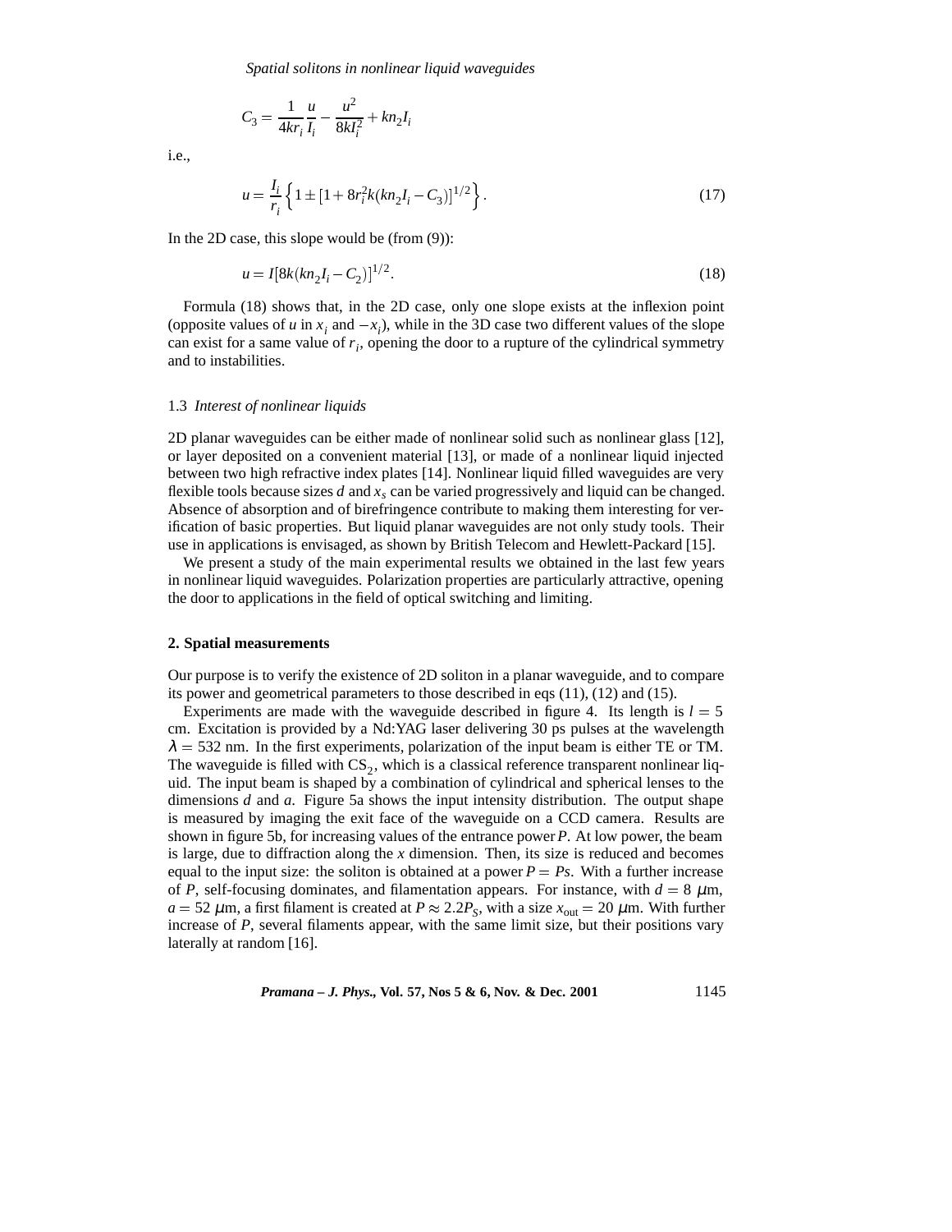$$C_3 = \frac{1}{4kr_i}\frac{u}{I_i} - \frac{u^2}{8kI_i^2} + kn_2 I_i$$

i.e.,

$$u = \frac{I_i}{r_i}\left\{1 \pm [1 + 8r_i^2 k(kn_2 I_i - C_3)]^{1/2}\right\}. \tag{17}$$

In the 2D case, this slope would be (from (9)):

$$u = I[8k(kn_2 I_i - C_2)]^{1/2}. \tag{18}$$

Formula (18) shows that, in the 2D case, only one slope exists at the inflexion point (opposite values of $u$ in $x_i$ and $-x_i$), while in the 3D case two different values of the slope can exist for a same value of $r_i$, opening the door to a rupture of the cylindrical symmetry and to instabilities.

### 1.3 *Interest of nonlinear liquids*

2D planar waveguides can be either made of nonlinear solid such as nonlinear glass [12], or layer deposited on a convenient material [13], or made of a nonlinear liquid injected between two high refractive index plates [14]. Nonlinear liquid filled waveguides are very flexible tools because sizes $d$ and $x_s$ can be varied progressively and liquid can be changed. Absence of absorption and of birefringence contribute to making them interesting for verification of basic properties. But liquid planar waveguides are not only study tools. Their use in applications is envisaged, as shown by British Telecom and Hewlett-Packard [15].

We present a study of the main experimental results we obtained in the last few years in nonlinear liquid waveguides. Polarization properties are particularly attractive, opening the door to applications in the field of optical switching and limiting.

## 2. Spatial measurements

Our purpose is to verify the existence of 2D soliton in a planar waveguide, and to compare its power and geometrical parameters to those described in eqs (11), (12) and (15).

Experiments are made with the waveguide described in figure 4. Its length is $l = 5$ cm. Excitation is provided by a Nd:YAG laser delivering 30 ps pulses at the wavelength $\lambda = 532$ nm. In the first experiments, polarization of the input beam is either TE or TM. The waveguide is filled with $CS_2$, which is a classical reference transparent nonlinear liquid. The input beam is shaped by a combination of cylindrical and spherical lenses to the dimensions $d$ and $a$. Figure 5a shows the input intensity distribution. The output shape is measured by imaging the exit face of the waveguide on a CCD camera. Results are shown in figure 5b, for increasing values of the entrance power $P$. At low power, the beam is large, due to diffraction along the $x$ dimension. Then, its size is reduced and becomes equal to the input size: the soliton is obtained at a power $P = Ps$. With a further increase of $P$, self-focusing dominates, and filamentation appears. For instance, with $d = 8$ $\mu$m, $a = 52$ $\mu$m, a first filament is created at $P \approx 2.2P_S$, with a size $x_{\text{out}} = 20$ $\mu$m. With further increase of $P$, several filaments appear, with the same limit size, but their positions vary laterally at random [16].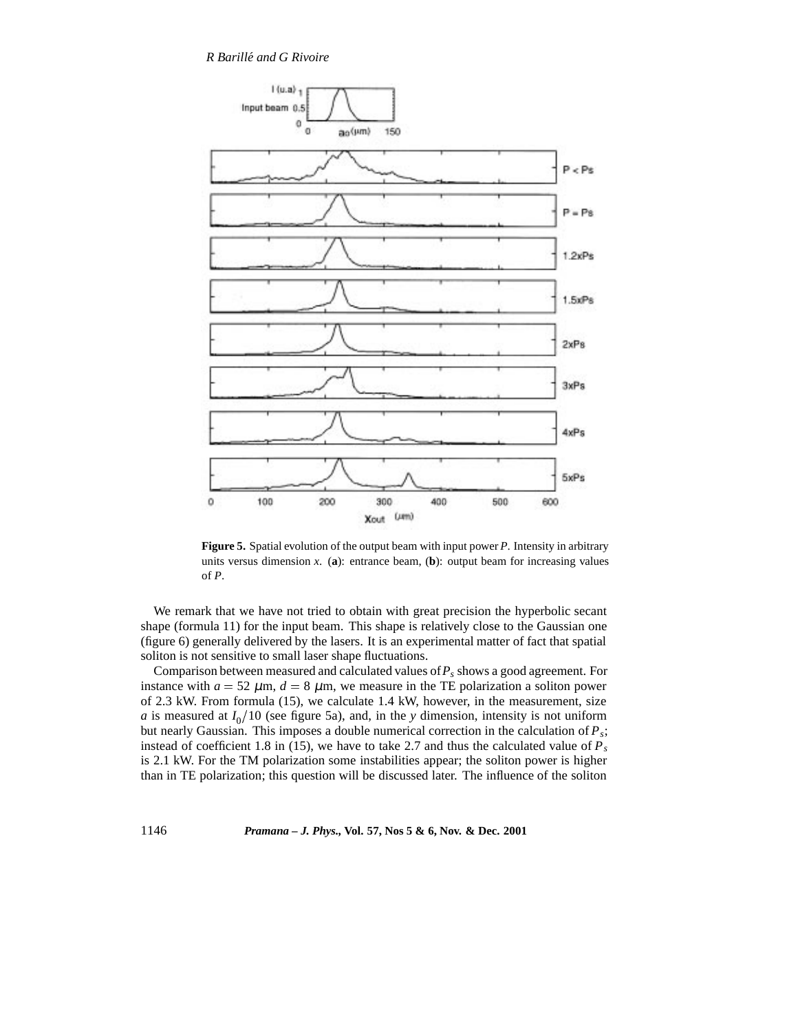**Figure 5.** Spatial evolution of the output beam with input power $P$. Intensity in arbitrary units versus dimension $x$. (**a**): entrance beam, (**b**): output beam for increasing values of $P$.

We remark that we have not tried to obtain with great precision the hyperbolic secant shape (formula 11) for the input beam. This shape is relatively close to the Gaussian one (figure 6) generally delivered by the lasers. It is an experimental matter of fact that spatial soliton is not sensitive to small laser shape fluctuations.

Comparison between measured and calculated values of $P_s$ shows a good agreement. For instance with $a = 52\ \mu$m, $d = 8\ \mu$m, we measure in the TE polarization a soliton power of 2.3 kW. From formula (15), we calculate 1.4 kW, however, in the measurement, size $a$ is measured at $I_0/10$ (see figure 5a), and, in the $y$ dimension, intensity is not uniform but nearly Gaussian. This imposes a double numerical correction in the calculation of $P_s$; instead of coefficient 1.8 in (15), we have to take 2.7 and thus the calculated value of $P_s$ is 2.1 kW. For the TM polarization some instabilities appear; the soliton power is higher than in TE polarization; this question will be discussed later. The influence of the soliton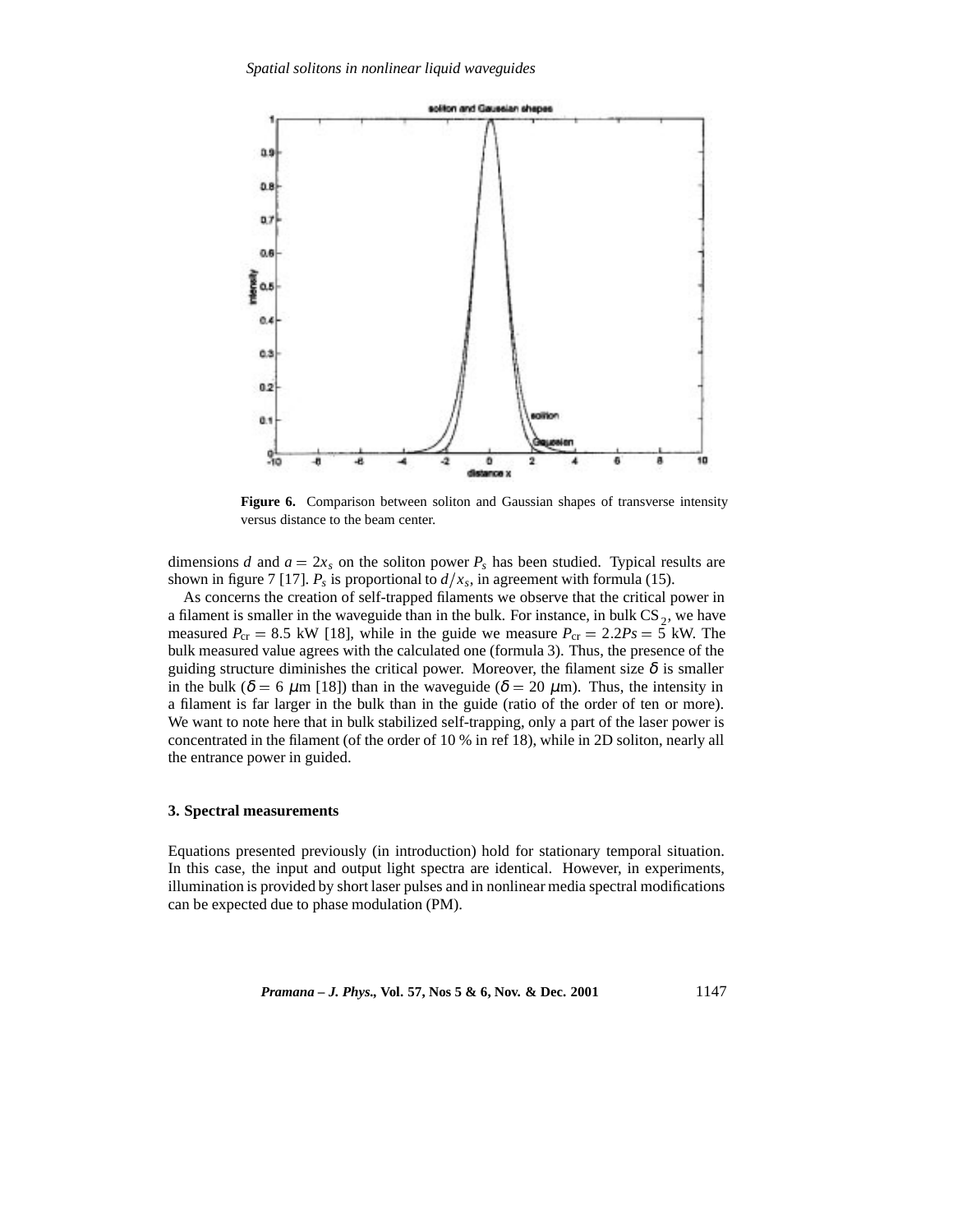**Figure 6.** Comparison between soliton and Gaussian shapes of transverse intensity versus distance to the beam center.

dimensions $d$ and $a = 2x_s$ on the soliton power $P_s$ has been studied. Typical results are shown in figure 7 [17]. $P_s$ is proportional to $d/x_s$, in agreement with formula (15).

As concerns the creation of self-trapped filaments we observe that the critical power in a filament is smaller in the waveguide than in the bulk. For instance, in bulk $CS_2$, we have measured $P_{cr} = 8.5$ kW [18], while in the guide we measure $P_{cr} = 2.2Ps = 5$ kW. The bulk measured value agrees with the calculated one (formula 3). Thus, the presence of the guiding structure diminishes the critical power. Moreover, the filament size $\delta$ is smaller in the bulk ($\delta = 6$ $\mu$m [18]) than in the waveguide ($\delta = 20$ $\mu$m). Thus, the intensity in a filament is far larger in the bulk than in the guide (ratio of the order of ten or more). We want to note here that in bulk stabilized self-trapping, only a part of the laser power is concentrated in the filament (of the order of 10 % in ref 18), while in 2D soliton, nearly all the entrance power in guided.

### 3. Spectral measurements

Equations presented previously (in introduction) hold for stationary temporal situation. In this case, the input and output light spectra are identical. However, in experiments, illumination is provided by short laser pulses and in nonlinear media spectral modifications can be expected due to phase modulation (PM).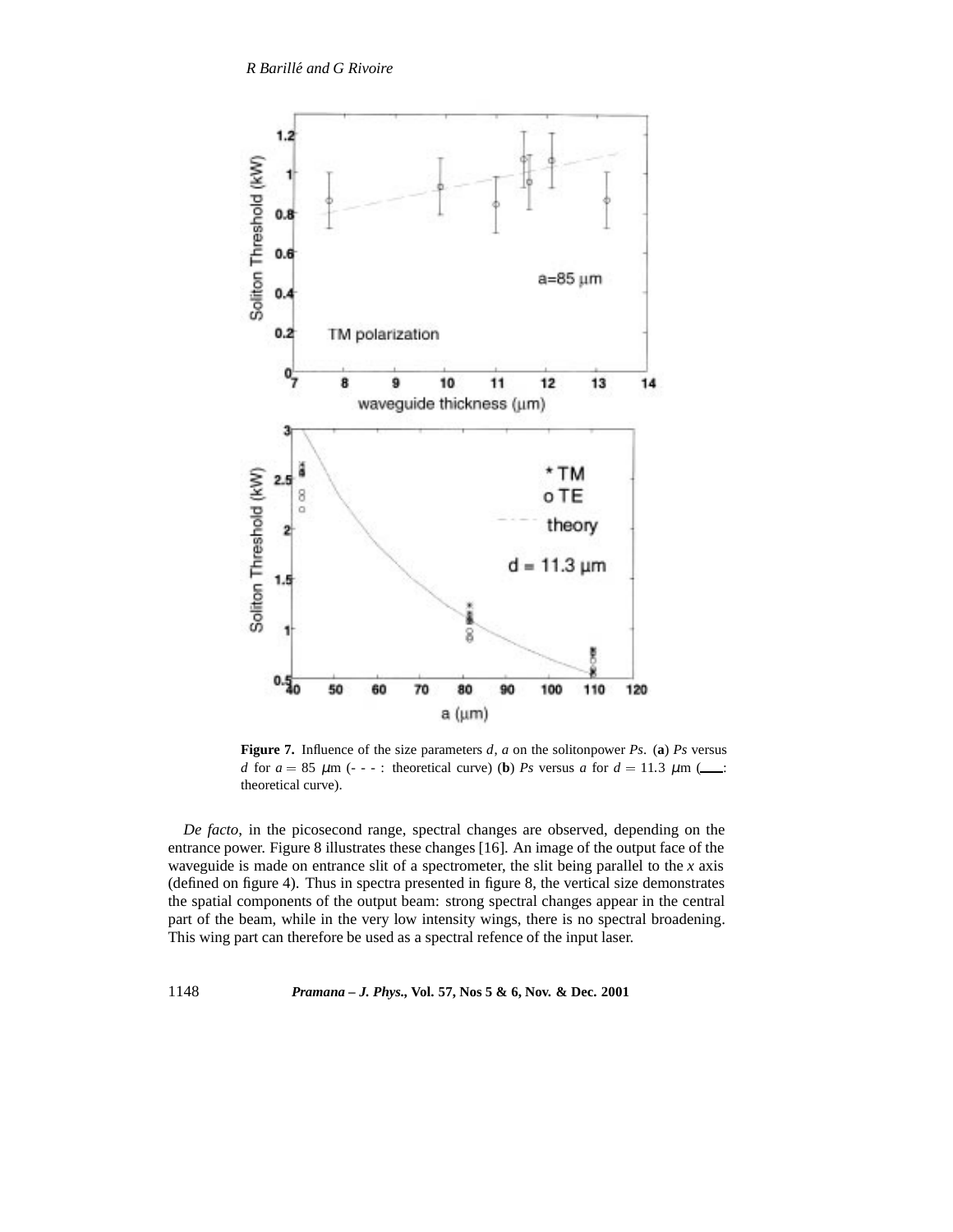**Figure 7.** Influence of the size parameters $d$, $a$ on the solitonpower $Ps$. (**a**) $Ps$ versus $d$ for $a = 85$ $\mu$m (- - - : theoretical curve) (**b**) $Ps$ versus $a$ for $d = 11.3$ $\mu$m (___: theoretical curve).

*De facto,* in the picosecond range, spectral changes are observed, depending on the entrance power. Figure 8 illustrates these changes [16]. An image of the output face of the waveguide is made on entrance slit of a spectrometer, the slit being parallel to the $x$ axis (defined on figure 4). Thus in spectra presented in figure 8, the vertical size demonstrates the spatial components of the output beam: strong spectral changes appear in the central part of the beam, while in the very low intensity wings, there is no spectral broadening. This wing part can therefore be used as a spectral refence of the input laser.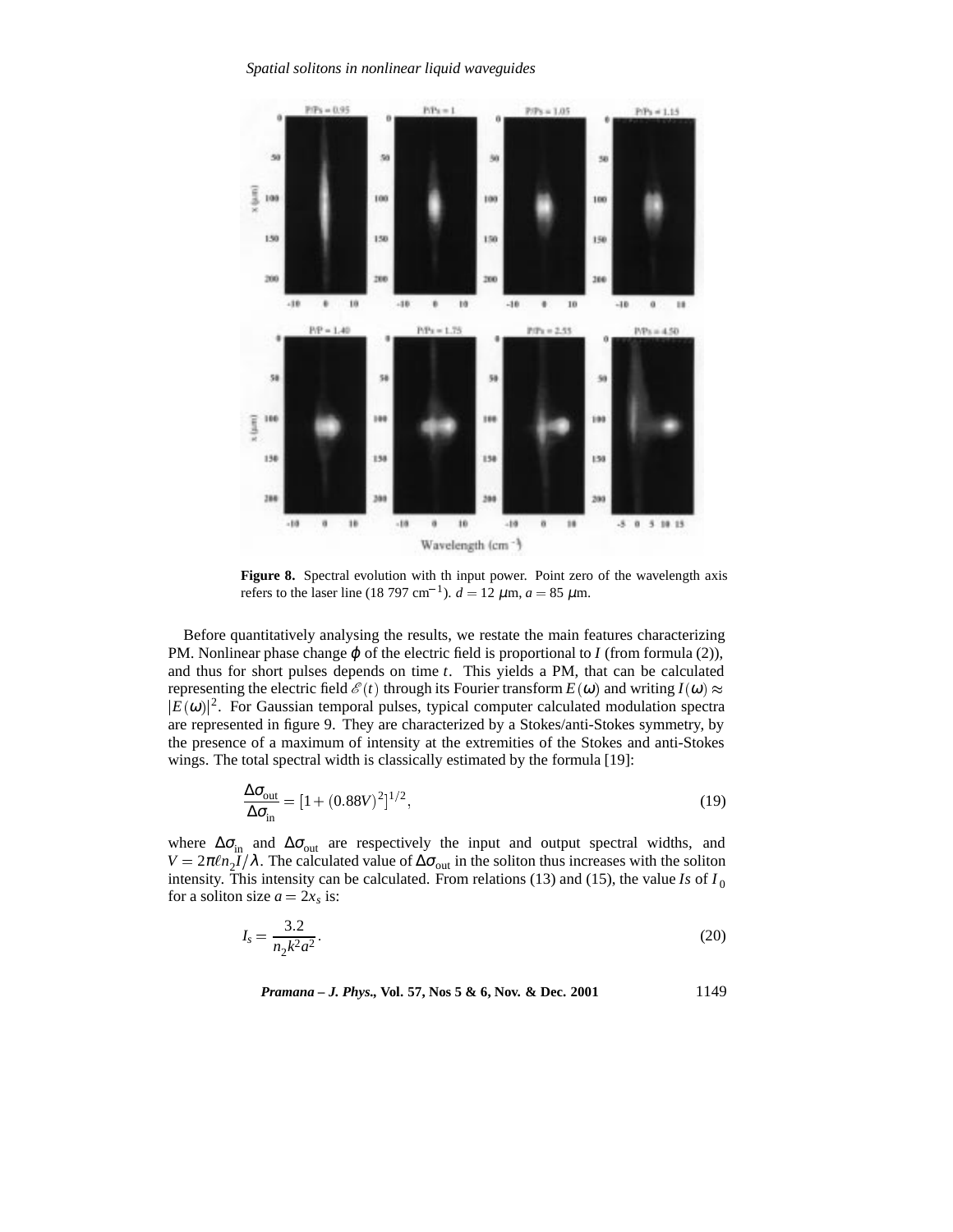**Figure 8.** Spectral evolution with th input power. Point zero of the wavelength axis refers to the laser line (18 797 cm$^{-1}$). $d = 12$ $\mu$m, $a = 85$ $\mu$m.

Before quantitatively analysing the results, we restate the main features characterizing PM. Nonlinear phase change $\varphi$ of the electric field is proportional to $I$ (from formula (2)), and thus for short pulses depends on time $t$. This yields a PM, that can be calculated representing the electric field $\mathscr{E}(t)$ through its Fourier transform $E(\omega)$ and writing $I(\omega) \approx |E(\omega)|^2$. For Gaussian temporal pulses, typical computer calculated modulation spectra are represented in figure 9. They are characterized by a Stokes/anti-Stokes symmetry, by the presence of a maximum of intensity at the extremities of the Stokes and anti-Stokes wings. The total spectral width is classically estimated by the formula [19]:

$$\frac{\Delta\sigma_{\text{out}}}{\Delta\sigma_{\text{in}}} = [1 + (0.88V)^2]^{1/2}, \tag{19}$$

where $\Delta\sigma_{\text{in}}$ and $\Delta\sigma_{\text{out}}$ are respectively the input and output spectral widths, and $V = 2\pi\ell n_2 I/\lambda$. The calculated value of $\Delta\sigma_{\text{out}}$ in the soliton thus increases with the soliton intensity. This intensity can be calculated. From relations (13) and (15), the value $Is$ of $I_0$ for a soliton size $a = 2x_s$ is:

$$I_s = \frac{3.2}{n_2 k^2 a^2}. \tag{20}$$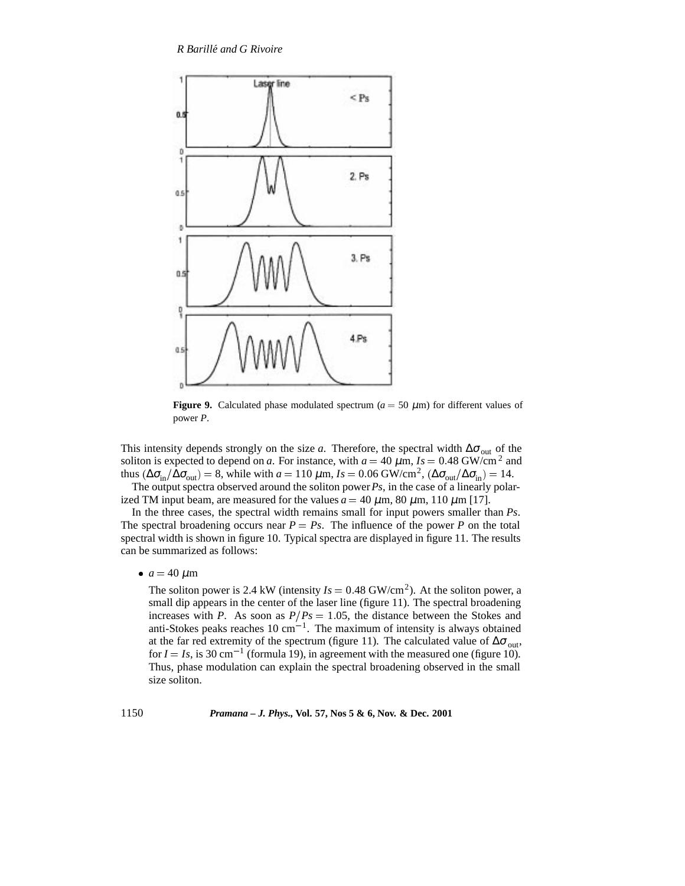**Figure 9.** Calculated phase modulated spectrum ($a = 50$ $\mu$m) for different values of power $P$.

This intensity depends strongly on the size $a$. Therefore, the spectral width $\Delta\sigma_{\text{out}}$ of the soliton is expected to depend on $a$. For instance, with $a = 40$ $\mu$m, $Is = 0.48$ GW/cm$^2$ and thus $(\Delta\sigma_{\text{in}}/\Delta\sigma_{\text{out}}) = 8$, while with $a = 110$ $\mu$m, $Is = 0.06$ GW/cm$^2$, $(\Delta\sigma_{\text{out}}/\Delta\sigma_{\text{in}}) = 14$.

The output spectra observed around the soliton power $Ps$, in the case of a linearly polarized TM input beam, are measured for the values $a = 40$ $\mu$m, 80 $\mu$m, 110 $\mu$m [17].

In the three cases, the spectral width remains small for input powers smaller than $Ps$. The spectral broadening occurs near $P = Ps$. The influence of the power $P$ on the total spectral width is shown in figure 10. Typical spectra are displayed in figure 11. The results can be summarized as follows:

- $a = 40$ $\mu$m

  The soliton power is 2.4 kW (intensity $Is = 0.48$ GW/cm$^2$). At the soliton power, a small dip appears in the center of the laser line (figure 11). The spectral broadening increases with $P$. As soon as $P/Ps = 1.05$, the distance between the Stokes and anti-Stokes peaks reaches 10 cm$^{-1}$. The maximum of intensity is always obtained at the far red extremity of the spectrum (figure 11). The calculated value of $\Delta\sigma_{\text{out}}$, for $I = Is$, is 30 cm$^{-1}$ (formula 19), in agreement with the measured one (figure 10). Thus, phase modulation can explain the spectral broadening observed in the small size soliton.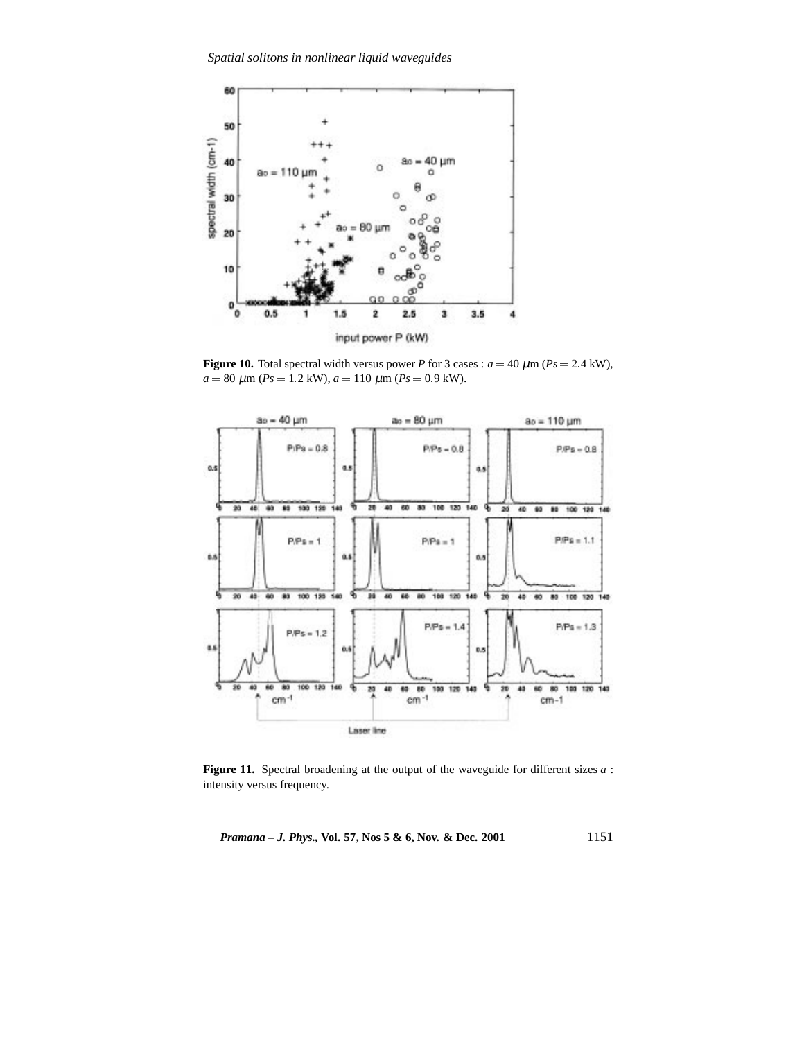**Figure 10.** Total spectral width versus power $P$ for 3 cases : $a = 40$ μm ($Ps = 2.4$ kW), $a = 80$ μm ($Ps = 1.2$ kW), $a = 110$ μm ($Ps = 0.9$ kW).

**Figure 11.** Spectral broadening at the output of the waveguide for different sizes $a$ : intensity versus frequency.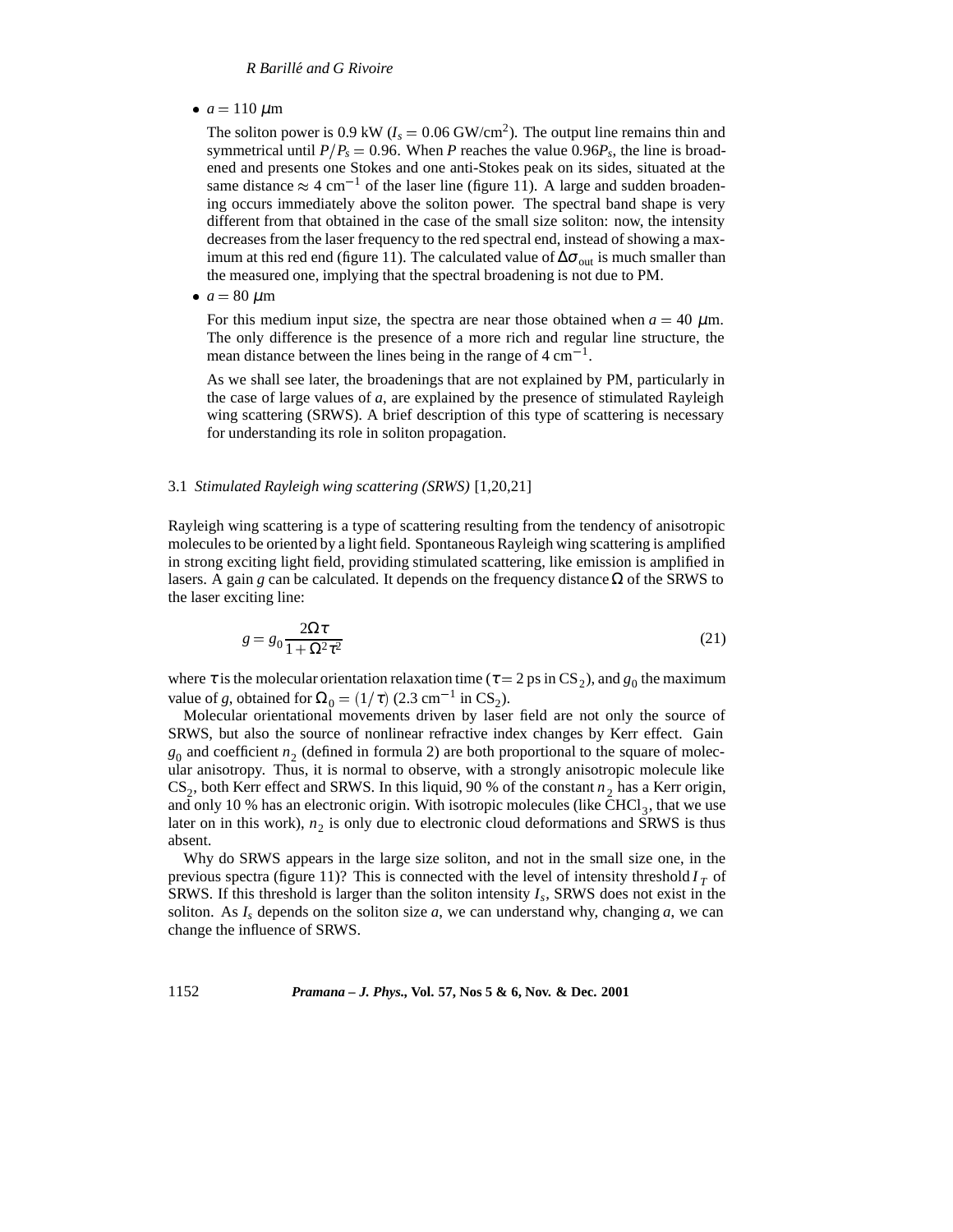- $a = 110$ $\mu$m

  The soliton power is 0.9 kW ($I_s = 0.06$ GW/cm$^2$). The output line remains thin and symmetrical until $P/P_s = 0.96$. When $P$ reaches the value $0.96P_s$, the line is broadened and presents one Stokes and one anti-Stokes peak on its sides, situated at the same distance $\approx 4$ cm$^{-1}$ of the laser line (figure 11). A large and sudden broadening occurs immediately above the soliton power. The spectral band shape is very different from that obtained in the case of the small size soliton: now, the intensity decreases from the laser frequency to the red spectral end, instead of showing a maximum at this red end (figure 11). The calculated value of $\Delta\sigma_{\text{out}}$ is much smaller than the measured one, implying that the spectral broadening is not due to PM.

- $a = 80$ $\mu$m

  For this medium input size, the spectra are near those obtained when $a = 40$ $\mu$m. The only difference is the presence of a more rich and regular line structure, the mean distance between the lines being in the range of 4 cm$^{-1}$.

  As we shall see later, the broadenings that are not explained by PM, particularly in the case of large values of $a$, are explained by the presence of stimulated Rayleigh wing scattering (SRWS). A brief description of this type of scattering is necessary for understanding its role in soliton propagation.

### 3.1 *Stimulated Rayleigh wing scattering (SRWS)* [1,20,21]

Rayleigh wing scattering is a type of scattering resulting from the tendency of anisotropic molecules to be oriented by a light field. Spontaneous Rayleigh wing scattering is amplified in strong exciting light field, providing stimulated scattering, like emission is amplified in lasers. A gain $g$ can be calculated. It depends on the frequency distance $\Omega$ of the SRWS to the laser exciting line:

$$g = g_0 \frac{2\Omega\tau}{1+\Omega^2\tau^2} \tag{21}$$

where $\tau$ is the molecular orientation relaxation time ($\tau = 2$ ps in $CS_2$), and $g_0$ the maximum value of $g$, obtained for $\Omega_0 = (1/\tau)$ (2.3 cm$^{-1}$ in $CS_2$).

Molecular orientational movements driven by laser field are not only the source of SRWS, but also the source of nonlinear refractive index changes by Kerr effect. Gain $g_0$ and coefficient $n_2$ (defined in formula 2) are both proportional to the square of molecular anisotropy. Thus, it is normal to observe, with a strongly anisotropic molecule like $CS_2$, both Kerr effect and SRWS. In this liquid, 90 % of the constant $n_2$ has a Kerr origin, and only 10 % has an electronic origin. With isotropic molecules (like $CHCl_3$, that we use later on in this work), $n_2$ is only due to electronic cloud deformations and SRWS is thus absent.

Why do SRWS appears in the large size soliton, and not in the small size one, in the previous spectra (figure 11)? This is connected with the level of intensity threshold $I_T$ of SRWS. If this threshold is larger than the soliton intensity $I_s$, SRWS does not exist in the soliton. As $I_s$ depends on the soliton size $a$, we can understand why, changing $a$, we can change the influence of SRWS.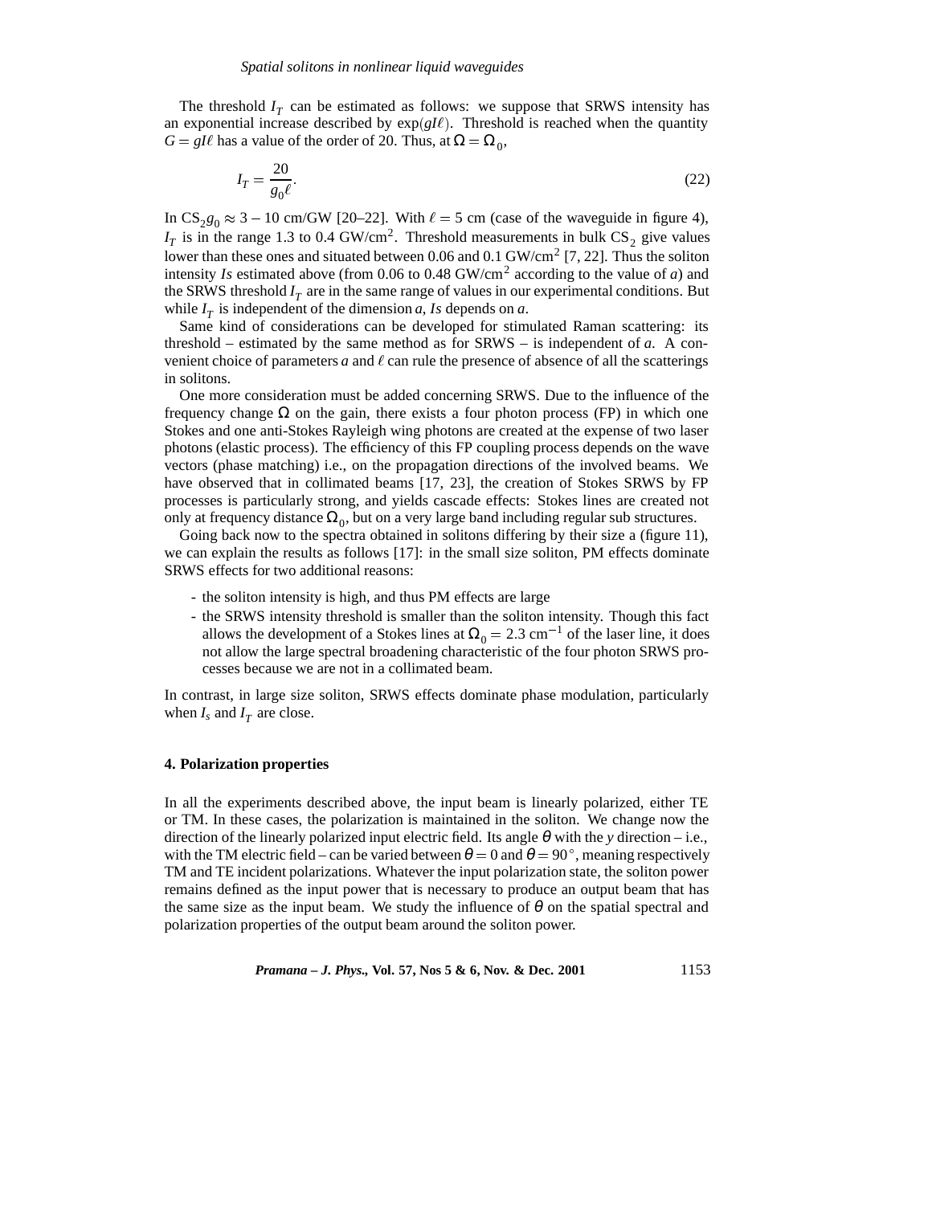The threshold $I_T$ can be estimated as follows: we suppose that SRWS intensity has an exponential increase described by $\exp(gI\ell)$. Threshold is reached when the quantity $G = gI\ell$ has a value of the order of 20. Thus, at $\Omega = \Omega_0$,

$$I_T = \frac{20}{g_0 \ell}. \tag{22}$$

In $CS_2$ $g_0 \approx 3-10$ cm/GW [20–22]. With $\ell = 5$ cm (case of the waveguide in figure 4), $I_T$ is in the range 1.3 to 0.4 GW/cm$^2$. Threshold measurements in bulk $CS_2$ give values lower than these ones and situated between 0.06 and 0.1 GW/cm$^2$ [7, 22]. Thus the soliton intensity *Is* estimated above (from 0.06 to 0.48 GW/cm$^2$ according to the value of *a*) and the SRWS threshold $I_T$ are in the same range of values in our experimental conditions. But while $I_T$ is independent of the dimension *a*, *Is* depends on *a*.

Same kind of considerations can be developed for stimulated Raman scattering: its threshold – estimated by the same method as for SRWS – is independent of *a*. A convenient choice of parameters *a* and $\ell$ can rule the presence of absence of all the scatterings in solitons.

One more consideration must be added concerning SRWS. Due to the influence of the frequency change $\Omega$ on the gain, there exists a four photon process (FP) in which one Stokes and one anti-Stokes Rayleigh wing photons are created at the expense of two laser photons (elastic process). The efficiency of this FP coupling process depends on the wave vectors (phase matching) i.e., on the propagation directions of the involved beams. We have observed that in collimated beams [17, 23], the creation of Stokes SRWS by FP processes is particularly strong, and yields cascade effects: Stokes lines are created not only at frequency distance $\Omega_0$, but on a very large band including regular sub structures.

Going back now to the spectra obtained in solitons differing by their size a (figure 11), we can explain the results as follows [17]: in the small size soliton, PM effects dominate SRWS effects for two additional reasons:

- the soliton intensity is high, and thus PM effects are large
- the SRWS intensity threshold is smaller than the soliton intensity. Though this fact allows the development of a Stokes lines at $\Omega_0 = 2.3$ cm$^{-1}$ of the laser line, it does not allow the large spectral broadening characteristic of the four photon SRWS processes because we are not in a collimated beam.

In contrast, in large size soliton, SRWS effects dominate phase modulation, particularly when $I_s$ and $I_T$ are close.

## 4. Polarization properties

In all the experiments described above, the input beam is linearly polarized, either TE or TM. In these cases, the polarization is maintained in the soliton. We change now the direction of the linearly polarized input electric field. Its angle $\theta$ with the *y* direction – i.e., with the TM electric field – can be varied between $\theta = 0$ and $\theta = 90^\circ$, meaning respectively TM and TE incident polarizations. Whatever the input polarization state, the soliton power remains defined as the input power that is necessary to produce an output beam that has the same size as the input beam. We study the influence of $\theta$ on the spatial spectral and polarization properties of the output beam around the soliton power.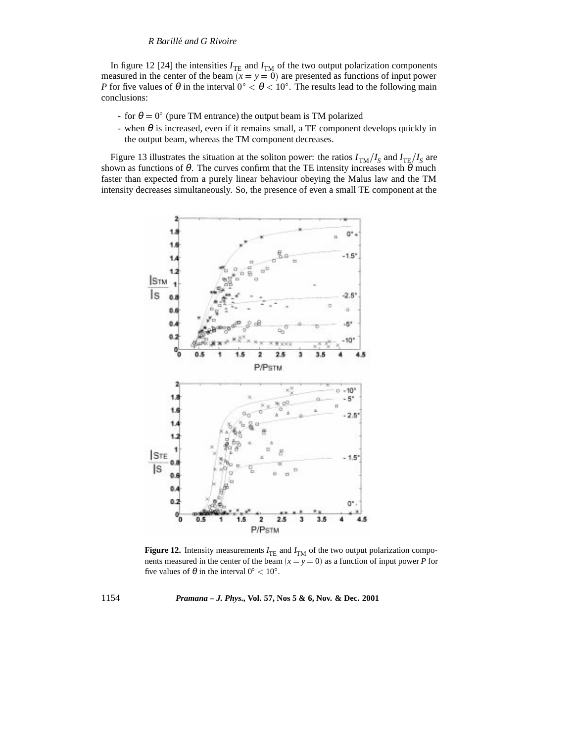In figure 12 [24] the intensities $I_{\mathrm{TE}}$ and $I_{\mathrm{TM}}$ of the two output polarization components measured in the center of the beam $(x = y = 0)$ are presented as functions of input power $P$ for five values of $\theta$ in the interval $0^\circ < \theta < 10^\circ$. The results lead to the following main conclusions:

- for $\theta = 0^\circ$ (pure TM entrance) the output beam is TM polarized
- when $\theta$ is increased, even if it remains small, a TE component develops quickly in the output beam, whereas the TM component decreases.

Figure 13 illustrates the situation at the soliton power: the ratios $I_{\mathrm{TM}}/I_S$ and $I_{\mathrm{TE}}/I_S$ are shown as functions of $\theta$. The curves confirm that the TE intensity increases with $\theta$ much faster than expected from a purely linear behaviour obeying the Malus law and the TM intensity decreases simultaneously. So, the presence of even a small TE component at the

**Figure 12.** Intensity measurements $I_{\mathrm{TE}}$ and $I_{\mathrm{TM}}$ of the two output polarization components measured in the center of the beam $(x = y = 0)$ as a function of input power $P$ for five values of $\theta$ in the interval $0^\circ < 10^\circ$.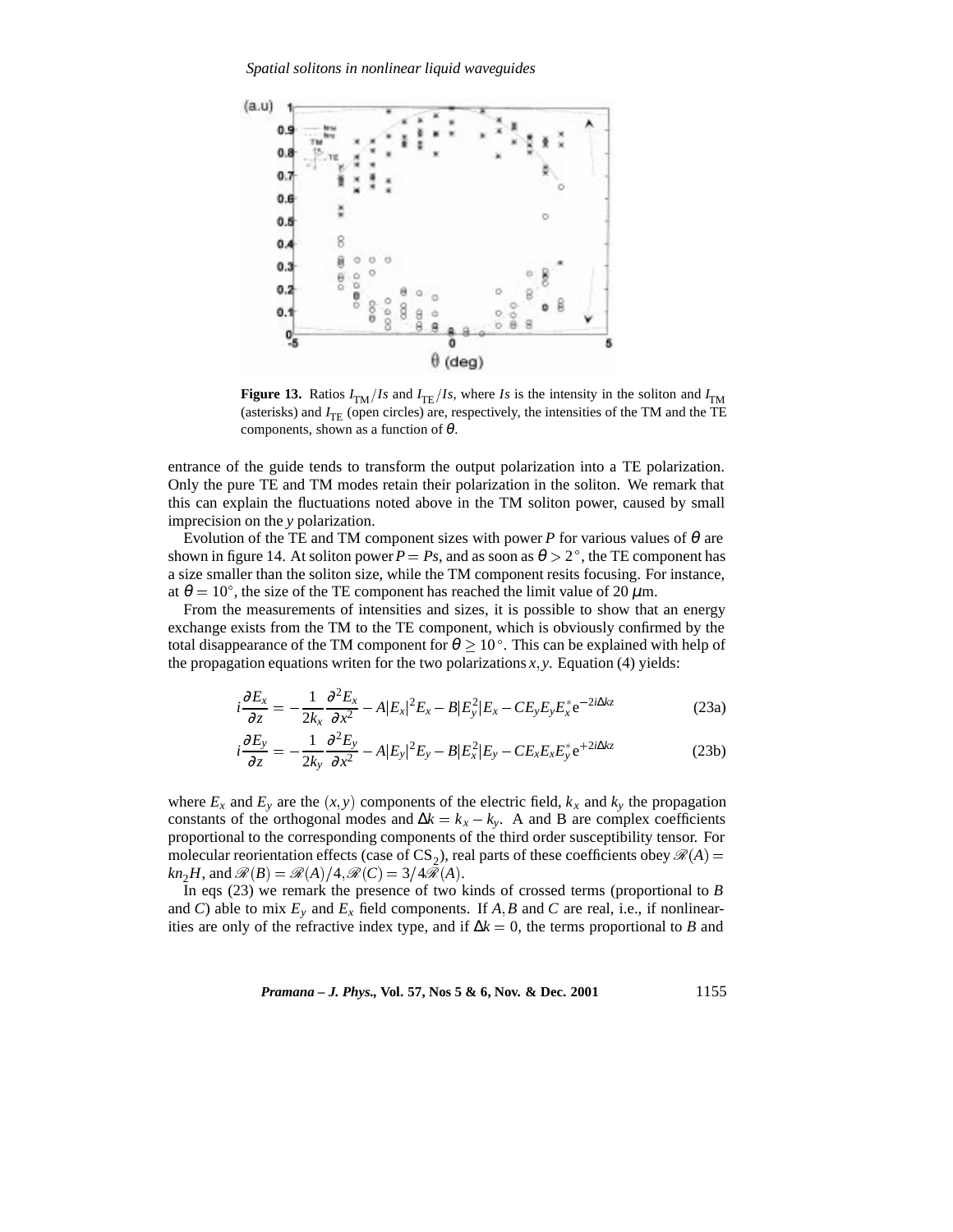**Figure 13.** Ratios $I_{TM}/Is$ and $I_{TE}/Is$, where $Is$ is the intensity in the soliton and $I_{TM}$ (asterisks) and $I_{TE}$ (open circles) are, respectively, the intensities of the TM and the TE components, shown as a function of $\theta$.

entrance of the guide tends to transform the output polarization into a TE polarization. Only the pure TE and TM modes retain their polarization in the soliton. We remark that this can explain the fluctuations noted above in the TM soliton power, caused by small imprecision on the *y* polarization.

Evolution of the TE and TM component sizes with power $P$ for various values of $\theta$ are shown in figure 14. At soliton power $P = Ps$, and as soon as $\theta > 2^\circ$, the TE component has a size smaller than the soliton size, while the TM component resits focusing. For instance, at $\theta = 10^\circ$, the size of the TE component has reached the limit value of 20 $\mu$m.

From the measurements of intensities and sizes, it is possible to show that an energy exchange exists from the TM to the TE component, which is obviously confirmed by the total disappearance of the TM component for $\theta \geq 10^\circ$. This can be explained with help of the propagation equations writen for the two polarizations $x, y$. Equation (4) yields:

$$i\frac{\partial E_x}{\partial z} = -\frac{1}{2k_x}\frac{\partial^2 E_x}{\partial x^2} - A|E_x|^2 E_x - B|E_y^2|E_x - CE_y E_y E_x^* \mathrm{e}^{-2i\Delta kz} \tag{23a}$$

$$i\frac{\partial E_y}{\partial z} = -\frac{1}{2k_y}\frac{\partial^2 E_y}{\partial x^2} - A|E_y|^2 E_y - B|E_x^2|E_y - CE_x E_x E_y^* \mathrm{e}^{+2i\Delta kz} \tag{23b}$$

where $E_x$ and $E_y$ are the $(x, y)$ components of the electric field, $k_x$ and $k_y$ the propagation constants of the orthogonal modes and $\Delta k = k_x - k_y$. A and B are complex coefficients proportional to the corresponding components of the third order susceptibility tensor. For molecular reorientation effects (case of $CS_2$), real parts of these coefficients obey $\mathscr{R}(A) = kn_2 H$, and $\mathscr{R}(B) = \mathscr{R}(A)/4, \mathscr{R}(C) = 3/4\mathscr{R}(A)$.

In eqs (23) we remark the presence of two kinds of crossed terms (proportional to $B$ and $C$) able to mix $E_y$ and $E_x$ field components. If $A, B$ and $C$ are real, i.e., if nonlinearities are only of the refractive index type, and if $\Delta k = 0$, the terms proportional to $B$ and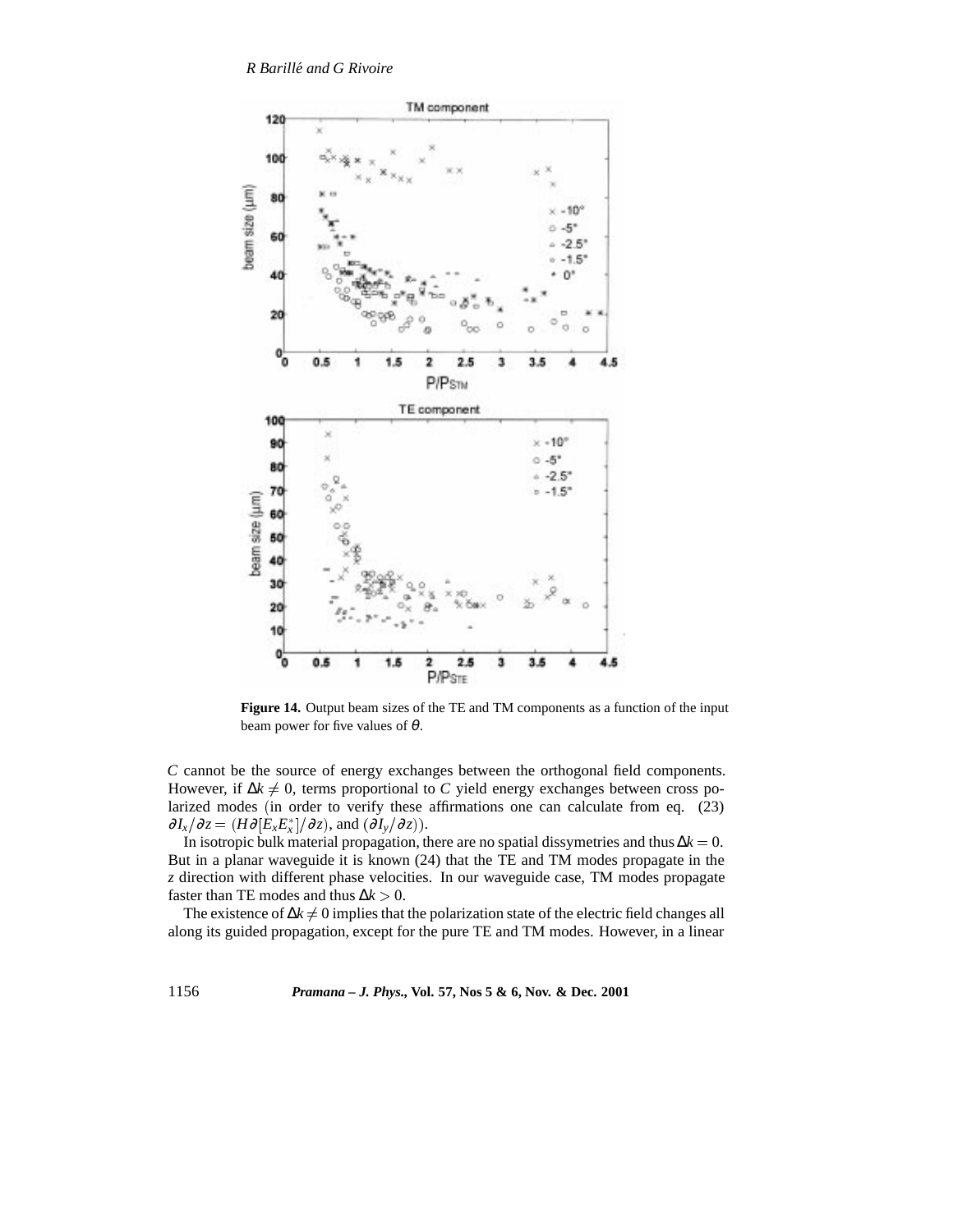**Figure 14.** Output beam sizes of the TE and TM components as a function of the input beam power for five values of $\theta$.

$C$ cannot be the source of energy exchanges between the orthogonal field components. However, if $\Delta k \neq 0$, terms proportional to $C$ yield energy exchanges between cross polarized modes (in order to verify these affirmations one can calculate from eq. (23) $\partial I_x/\partial z = (H\partial[E_x E_x^*]/\partial z)$, and $(\partial I_y/\partial z)$).

In isotropic bulk material propagation, there are no spatial dissymetries and thus $\Delta k = 0$. But in a planar waveguide it is known (24) that the TE and TM modes propagate in the $z$ direction with different phase velocities. In our waveguide case, TM modes propagate faster than TE modes and thus $\Delta k > 0$.

The existence of $\Delta k \neq 0$ implies that the polarization state of the electric field changes all along its guided propagation, except for the pure TE and TM modes. However, in a linear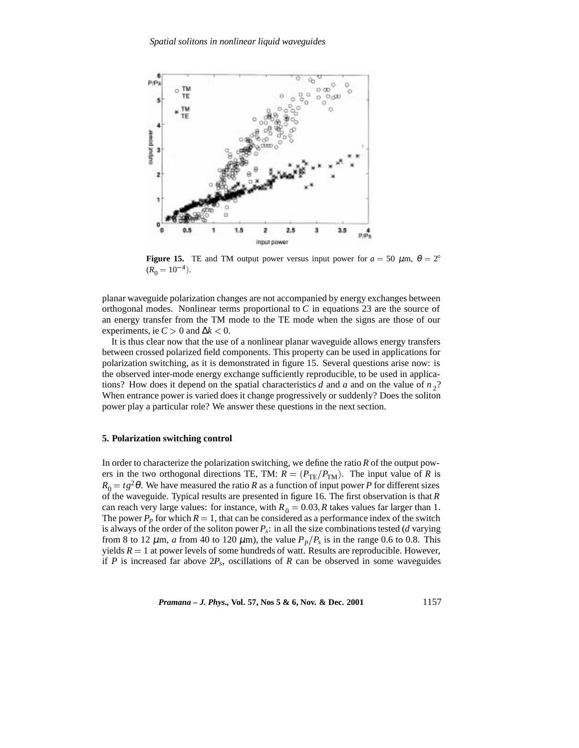**Figure 15.** TE and TM output power versus input power for $a = 50$ $\mu$m, $\theta = 2°$ ($R_0 = 10^{-4}$).

planar waveguide polarization changes are not accompanied by energy exchanges between orthogonal modes. Nonlinear terms proportional to $C$ in equations 23 are the source of an energy transfer from the TM mode to the TE mode when the signs are those of our experiments, ie $C > 0$ and $\Delta k < 0$.

It is thus clear now that the use of a nonlinear planar waveguide allows energy transfers between crossed polarized field components. This property can be used in applications for polarization switching, as it is demonstrated in figure 15. Several questions arise now: is the observed inter-mode energy exchange sufficiently reproducible, to be used in applications? How does it depend on the spatial characteristics $d$ and $a$ and on the value of $n_2$? When entrance power is varied does it change progressively or suddenly? Does the soliton power play a particular role? We answer these questions in the next section.

## 5. Polarization switching control

In order to characterize the polarization switching, we define the ratio $R$ of the output powers in the two orthogonal directions TE, TM: $R = (P_{\mathrm{TE}}/P_{\mathrm{TM}})$. The input value of $R$ is $R_0 = tg^2\theta$. We have measured the ratio $R$ as a function of input power $P$ for different sizes of the waveguide. Typical results are presented in figure 16. The first observation is that $R$ can reach very large values: for instance, with $R_0 = 0.03$, $R$ takes values far larger than 1. The power $P_p$ for which $R = 1$, that can be considered as a performance index of the switch is always of the order of the soliton power $P_s$: in all the size combinations tested ($d$ varying from 8 to 12 $\mu$m, $a$ from 40 to 120 $\mu$m), the value $P_p/P_s$ is in the range 0.6 to 0.8. This yields $R = 1$ at power levels of some hundreds of watt. Results are reproducible. However, if $P$ is increased far above $2P_s$, oscillations of $R$ can be observed in some waveguides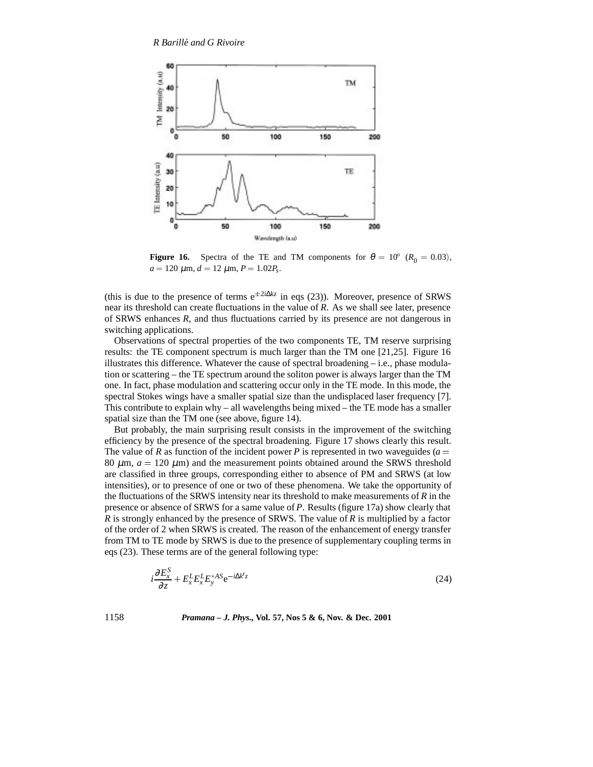**Figure 16.** Spectra of the TE and TM components for $\theta = 10^\circ$ ($R_0 = 0.03$), $a = 120$ $\mu$m, $d = 12$ $\mu$m, $P = 1.02P_s$.

(this is due to the presence of terms $e^{\pm 2i\Delta kz}$ in eqs (23)). Moreover, presence of SRWS near its threshold can create fluctuations in the value of $R$. As we shall see later, presence of SRWS enhances $R$, and thus fluctuations carried by its presence are not dangerous in switching applications.

Observations of spectral properties of the two components TE, TM reserve surprising results: the TE component spectrum is much larger than the TM one [21,25]. Figure 16 illustrates this difference. Whatever the cause of spectral broadening – i.e., phase modulation or scattering – the TE spectrum around the soliton power is always larger than the TM one. In fact, phase modulation and scattering occur only in the TE mode. In this mode, the spectral Stokes wings have a smaller spatial size than the undisplaced laser frequency [7]. This contribute to explain why – all wavelengths being mixed – the TE mode has a smaller spatial size than the TM one (see above, figure 14).

But probably, the main surprising result consists in the improvement of the switching efficiency by the presence of the spectral broadening. Figure 17 shows clearly this result. The value of $R$ as function of the incident power $P$ is represented in two waveguides ($a = 80$ $\mu$m, $a = 120$ $\mu$m) and the measurement points obtained around the SRWS threshold are classified in three groups, corresponding either to absence of PM and SRWS (at low intensities), or to presence of one or two of these phenomena. We take the opportunity of the fluctuations of the SRWS intensity near its threshold to make measurements of $R$ in the presence or absence of SRWS for a same value of $P$. Results (figure 17a) show clearly that $R$ is strongly enhanced by the presence of SRWS. The value of $R$ is multiplied by a factor of the order of 2 when SRWS is created. The reason of the enhancement of energy transfer from TM to TE mode by SRWS is due to the presence of supplementary coupling terms in eqs (23). These terms are of the general following type:

$$i\frac{\partial E_x^S}{\partial z} + E_x^L E_x^L E_y^{*AS} e^{-i\Delta k' z} \tag{24}$$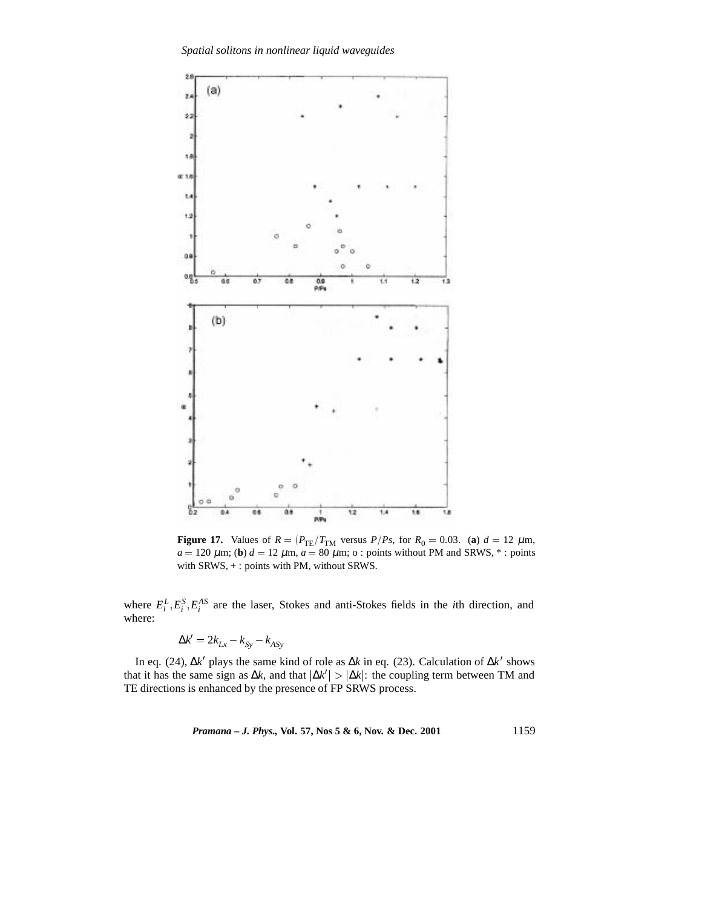**Figure 17.** Values of $R = (P_{\mathrm{TE}}/T_{\mathrm{TM}}$ versus $P/Ps$, for $R_0 = 0.03$. (**a**) $d = 12$ $\mu$m, $a = 120$ $\mu$m; (**b**) $d = 12$ $\mu$m, $a = 80$ $\mu$m; o : points without PM and SRWS, * : points with SRWS, + : points with PM, without SRWS.

where $E_i^L, E_i^S, E_i^{AS}$ are the laser, Stokes and anti-Stokes fields in the $i$th direction, and where:

$$\Delta k' = 2k_{Lx} - k_{Sy} - k_{ASy}$$

In eq. (24), $\Delta k'$ plays the same kind of role as $\Delta k$ in eq. (23). Calculation of $\Delta k'$ shows that it has the same sign as $\Delta k$, and that $|\Delta k'| > |\Delta k|$: the coupling term between TM and TE directions is enhanced by the presence of FP SRWS process.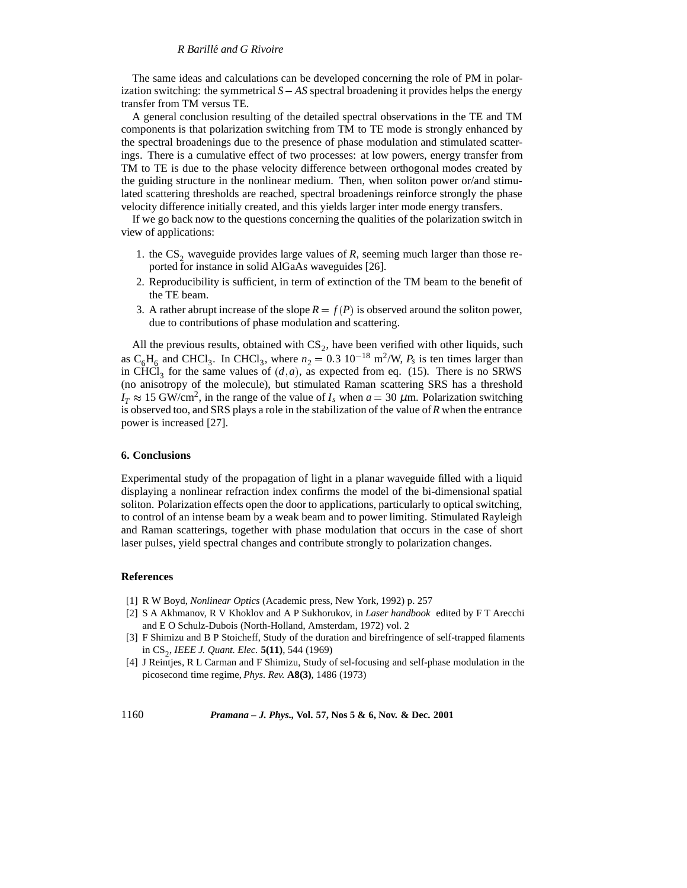The same ideas and calculations can be developed concerning the role of PM in polarization switching: the symmetrical $S-AS$ spectral broadening it provides helps the energy transfer from TM versus TE.

A general conclusion resulting of the detailed spectral observations in the TE and TM components is that polarization switching from TM to TE mode is strongly enhanced by the spectral broadenings due to the presence of phase modulation and stimulated scatterings. There is a cumulative effect of two processes: at low powers, energy transfer from TM to TE is due to the phase velocity difference between orthogonal modes created by the guiding structure in the nonlinear medium. Then, when soliton power or/and stimulated scattering thresholds are reached, spectral broadenings reinforce strongly the phase velocity difference initially created, and this yields larger inter mode energy transfers.

If we go back now to the questions concerning the qualities of the polarization switch in view of applications:

1. the $CS_2$ waveguide provides large values of $R$, seeming much larger than those reported for instance in solid AlGaAs waveguides [26].
2. Reproducibility is sufficient, in term of extinction of the TM beam to the benefit of the TE beam.
3. A rather abrupt increase of the slope $R = f(P)$ is observed around the soliton power, due to contributions of phase modulation and scattering.

All the previous results, obtained with $CS_2$, have been verified with other liquids, such as $C_6H_6$ and $CHCl_3$. In $CHCl_3$, where $n_2 = 0.3\ 10^{-18}$ m$^2$/W, $P_s$ is ten times larger than in $CHCl_3$ for the same values of $(d,a)$, as expected from eq. (15). There is no SRWS (no anisotropy of the molecule), but stimulated Raman scattering SRS has a threshold $I_T \approx 15$ GW/cm$^2$, in the range of the value of $I_s$ when $a = 30\ \mu$m. Polarization switching is observed too, and SRS plays a role in the stabilization of the value of $R$ when the entrance power is increased [27].

## 6. Conclusions

Experimental study of the propagation of light in a planar waveguide filled with a liquid displaying a nonlinear refraction index confirms the model of the bi-dimensional spatial soliton. Polarization effects open the door to applications, particularly to optical switching, to control of an intense beam by a weak beam and to power limiting. Stimulated Rayleigh and Raman scatterings, together with phase modulation that occurs in the case of short laser pulses, yield spectral changes and contribute strongly to polarization changes.

## References

[1] R W Boyd, *Nonlinear Optics* (Academic press, New York, 1992) p. 257

[2] S A Akhmanov, R V Khoklov and A P Sukhorukov, in *Laser handbook* edited by F T Arecchi and E O Schulz-Dubois (North-Holland, Amsterdam, 1972) vol. 2

[3] F Shimizu and B P Stoicheff, Study of the duration and birefringence of self-trapped filaments in $CS_2$, *IEEE J. Quant. Elec.* **5(11)**, 544 (1969)

[4] J Reintjes, R L Carman and F Shimizu, Study of sel-focusing and self-phase modulation in the picosecond time regime, *Phys. Rev.* **A8(3)**, 1486 (1973)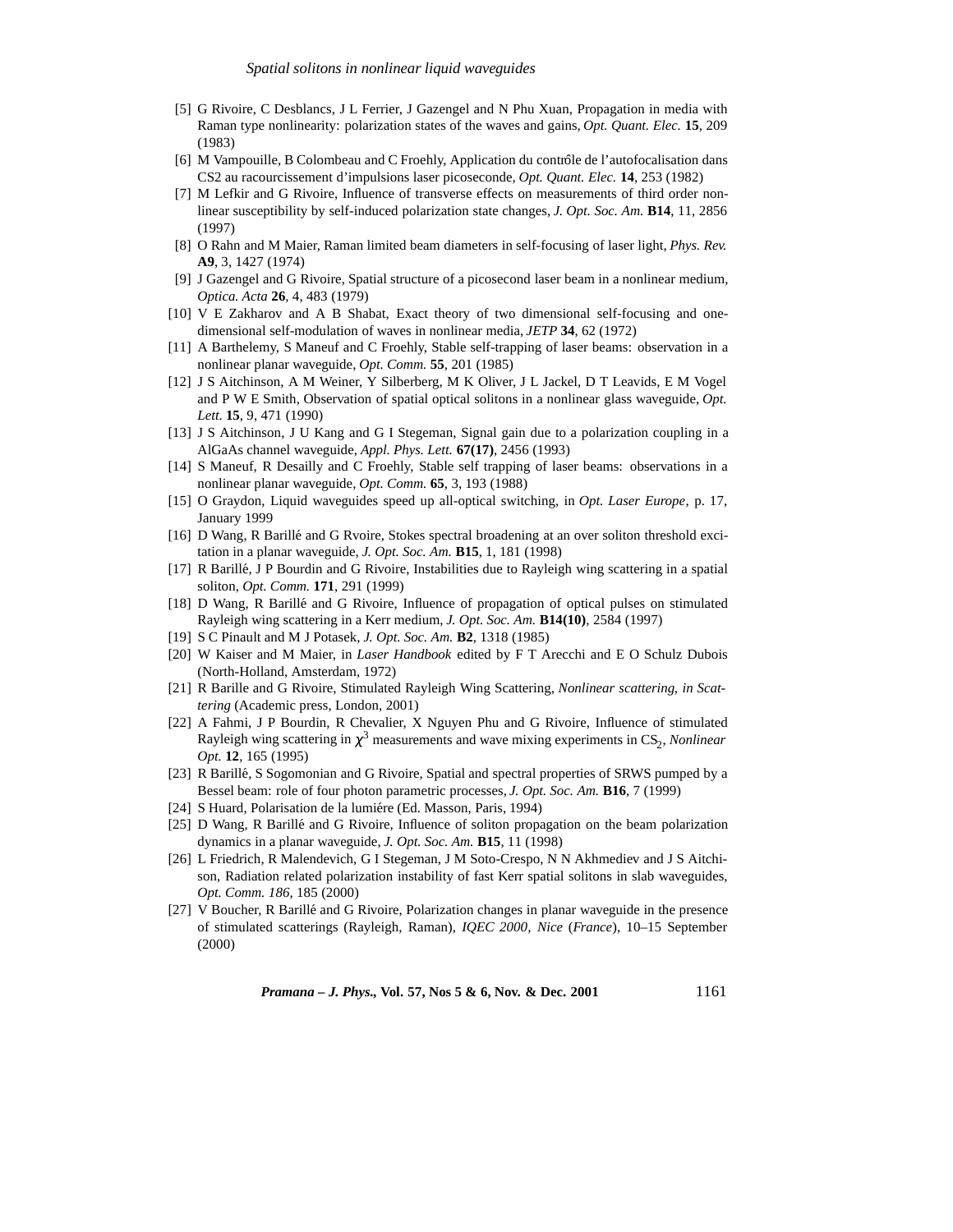[5] G Rivoire, C Desblancs, J L Ferrier, J Gazengel and N Phu Xuan, Propagation in media with Raman type nonlinearity: polarization states of the waves and gains, *Opt. Quant. Elec.* **15**, 209 (1983)

[6] M Vampouille, B Colombeau and C Froehly, Application du contrôle de l'autofocalisation dans CS2 au racourcissement d'impulsions laser picoseconde, *Opt. Quant. Elec.* **14**, 253 (1982)

[7] M Lefkir and G Rivoire, Influence of transverse effects on measurements of third order nonlinear susceptibility by self-induced polarization state changes, *J. Opt. Soc. Am.* **B14**, 11, 2856 (1997)

[8] O Rahn and M Maier, Raman limited beam diameters in self-focusing of laser light, *Phys. Rev.* **A9**, 3, 1427 (1974)

[9] J Gazengel and G Rivoire, Spatial structure of a picosecond laser beam in a nonlinear medium, *Optica. Acta* **26**, 4, 483 (1979)

[10] V E Zakharov and A B Shabat, Exact theory of two dimensional self-focusing and one-dimensional self-modulation of waves in nonlinear media, *JETP* **34**, 62 (1972)

[11] A Barthelemy, S Maneuf and C Froehly, Stable self-trapping of laser beams: observation in a nonlinear planar waveguide, *Opt. Comm.* **55**, 201 (1985)

[12] J S Aitchinson, A M Weiner, Y Silberberg, M K Oliver, J L Jackel, D T Leavids, E M Vogel and P W E Smith, Observation of spatial optical solitons in a nonlinear glass waveguide, *Opt. Lett.* **15**, 9, 471 (1990)

[13] J S Aitchinson, J U Kang and G I Stegeman, Signal gain due to a polarization coupling in a AlGaAs channel waveguide, *Appl. Phys. Lett.* **67(17)**, 2456 (1993)

[14] S Maneuf, R Desailly and C Froehly, Stable self trapping of laser beams: observations in a nonlinear planar waveguide, *Opt. Comm.* **65**, 3, 193 (1988)

[15] O Graydon, Liquid waveguides speed up all-optical switching, in *Opt. Laser Europe*, p. 17, January 1999

[16] D Wang, R Barillé and G Rvoire, Stokes spectral broadening at an over soliton threshold excitation in a planar waveguide, *J. Opt. Soc. Am.* **B15**, 1, 181 (1998)

[17] R Barillé, J P Bourdin and G Rivoire, Instabilities due to Rayleigh wing scattering in a spatial soliton, *Opt. Comm.* **171**, 291 (1999)

[18] D Wang, R Barillé and G Rivoire, Influence of propagation of optical pulses on stimulated Rayleigh wing scattering in a Kerr medium, *J. Opt. Soc. Am.* **B14(10)**, 2584 (1997)

[19] S C Pinault and M J Potasek, *J. Opt. Soc. Am.* **B2**, 1318 (1985)

[20] W Kaiser and M Maier, in *Laser Handbook* edited by F T Arecchi and E O Schulz Dubois (North-Holland, Amsterdam, 1972)

[21] R Barille and G Rivoire, Stimulated Rayleigh Wing Scattering, *Nonlinear scattering, in Scattering* (Academic press, London, 2001)

[22] A Fahmi, J P Bourdin, R Chevalier, X Nguyen Phu and G Rivoire, Influence of stimulated Rayleigh wing scattering in $\chi^3$ measurements and wave mixing experiments in $CS_2$, *Nonlinear Opt.* **12**, 165 (1995)

[23] R Barillé, S Sogomonian and G Rivoire, Spatial and spectral properties of SRWS pumped by a Bessel beam: role of four photon parametric processes, *J. Opt. Soc. Am.* **B16**, 7 (1999)

[24] S Huard, Polarisation de la lumiére (Ed. Masson, Paris, 1994)

[25] D Wang, R Barillé and G Rivoire, Influence of soliton propagation on the beam polarization dynamics in a planar waveguide, *J. Opt. Soc. Am.* **B15**, 11 (1998)

[26] L Friedrich, R Malendevich, G I Stegeman, J M Soto-Crespo, N N Akhmediev and J S Aitchison, Radiation related polarization instability of fast Kerr spatial solitons in slab waveguides, *Opt. Comm. 186*, 185 (2000)

[27] V Boucher, R Barillé and G Rivoire, Polarization changes in planar waveguide in the presence of stimulated scatterings (Rayleigh, Raman), *IQEC 2000, Nice* (*France*), 10–15 September (2000)